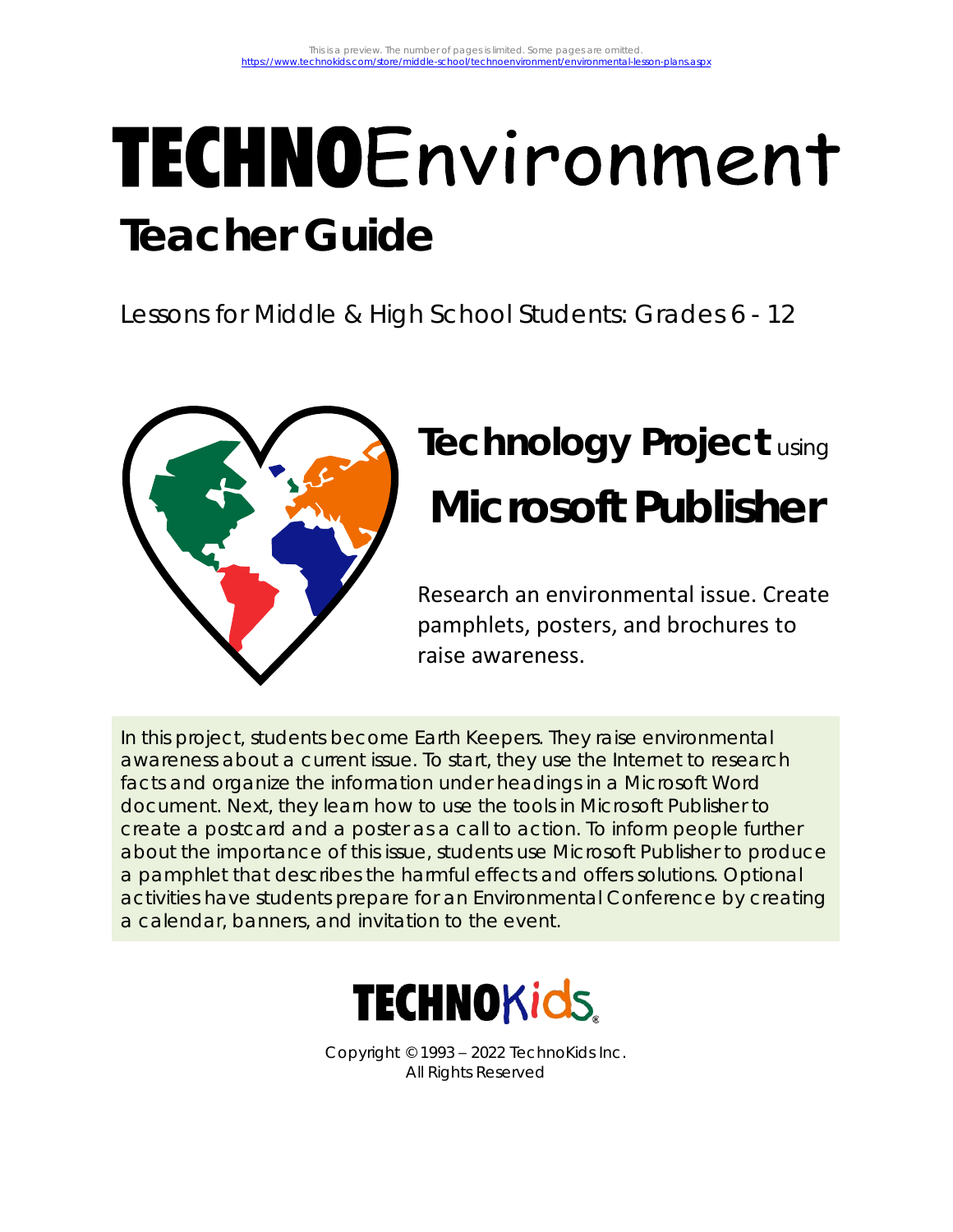This is a preview. The number of pages is limited. Some pages are omitted.
https://www.technokids.com/store/middle-school/technoenvironment/environmental-lesson-plans.aspx

# TECHNOEnvironment

## Teacher Guide

Lessons for Middle & High School Students: Grades 6 - 12

## Technology Project using Microsoft Publisher

Research an environmental issue. Create pamphlets, posters, and brochures to raise awareness.

In this project, students become Earth Keepers. They raise environmental awareness about a current issue. To start, they use the Internet to research facts and organize the information under headings in a Microsoft Word document. Next, they learn how to use the tools in Microsoft Publisher to create a postcard and a poster as a call to action. To inform people further about the importance of this issue, students use Microsoft Publisher to produce a pamphlet that describes the harmful effects and offers solutions. Optional activities have students prepare for an Environmental Conference by creating a calendar, banners, and invitation to the event.

TECHNOKids

Copyright © 1993 – 2022 TechnoKids Inc.
All Rights Reserved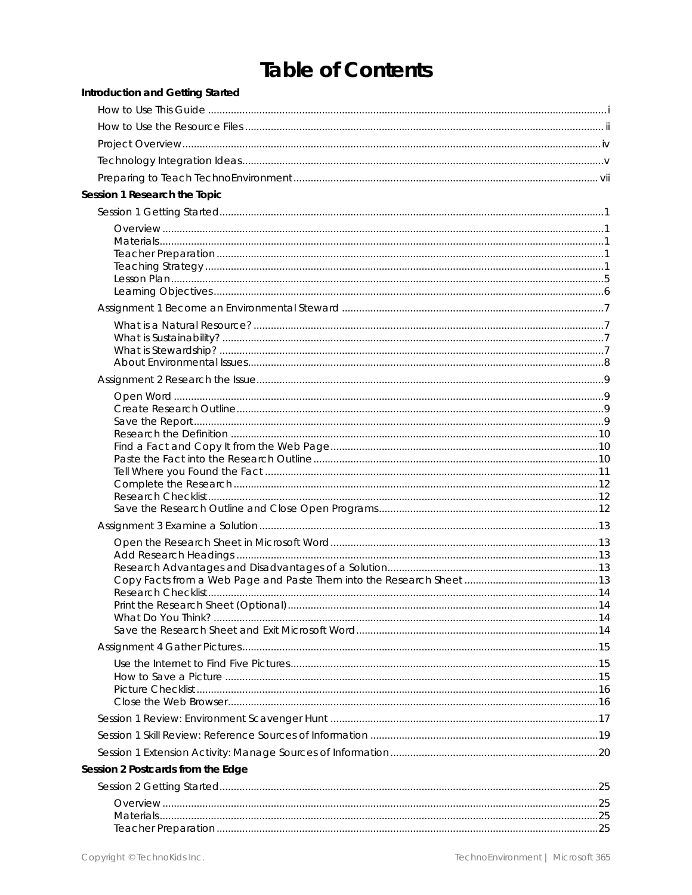# Table of Contents

**Introduction and Getting Started**

- How to Use This Guide ... i
- How to Use the Resource Files ... ii
- Project Overview ... iv
- Technology Integration Ideas ... v
- Preparing to Teach TechnoEnvironment ... vii

**Session 1 Research the Topic**

- Session 1 Getting Started ... 1
  - Overview ... 1
  - Materials ... 1
  - Teacher Preparation ... 1
  - Teaching Strategy ... 1
  - Lesson Plan ... 5
  - Learning Objectives ... 6
- Assignment 1 Become an Environmental Steward ... 7
  - What is a Natural Resource? ... 7
  - What is Sustainability? ... 7
  - What is Stewardship? ... 7
  - About Environmental Issues ... 8
- Assignment 2 Research the Issue ... 9
  - Open Word ... 9
  - Create Research Outline ... 9
  - Save the Report ... 9
  - Research the Definition ... 10
  - Find a Fact and Copy It from the Web Page ... 10
  - Paste the Fact into the Research Outline ... 10
  - Tell Where you Found the Fact ... 11
  - Complete the Research ... 12
  - Research Checklist ... 12
  - Save the Research Outline and Close Open Programs ... 12
- Assignment 3 Examine a Solution ... 13
  - Open the Research Sheet in Microsoft Word ... 13
  - Add Research Headings ... 13
  - Research Advantages and Disadvantages of a Solution ... 13
  - Copy Facts from a Web Page and Paste Them into the Research Sheet ... 13
  - Research Checklist ... 14
  - Print the Research Sheet (Optional) ... 14
  - What Do You Think? ... 14
  - Save the Research Sheet and Exit Microsoft Word ... 14
- Assignment 4 Gather Pictures ... 15
  - Use the Internet to Find Five Pictures ... 15
  - How to Save a Picture ... 15
  - Picture Checklist ... 16
  - Close the Web Browser ... 16
- Session 1 Review: Environment Scavenger Hunt ... 17
- Session 1 Skill Review: Reference Sources of Information ... 19
- Session 1 Extension Activity: Manage Sources of Information ... 20

**Session 2 Postcards from the Edge**

- Session 2 Getting Started ... 25
  - Overview ... 25
  - Materials ... 25
  - Teacher Preparation ... 25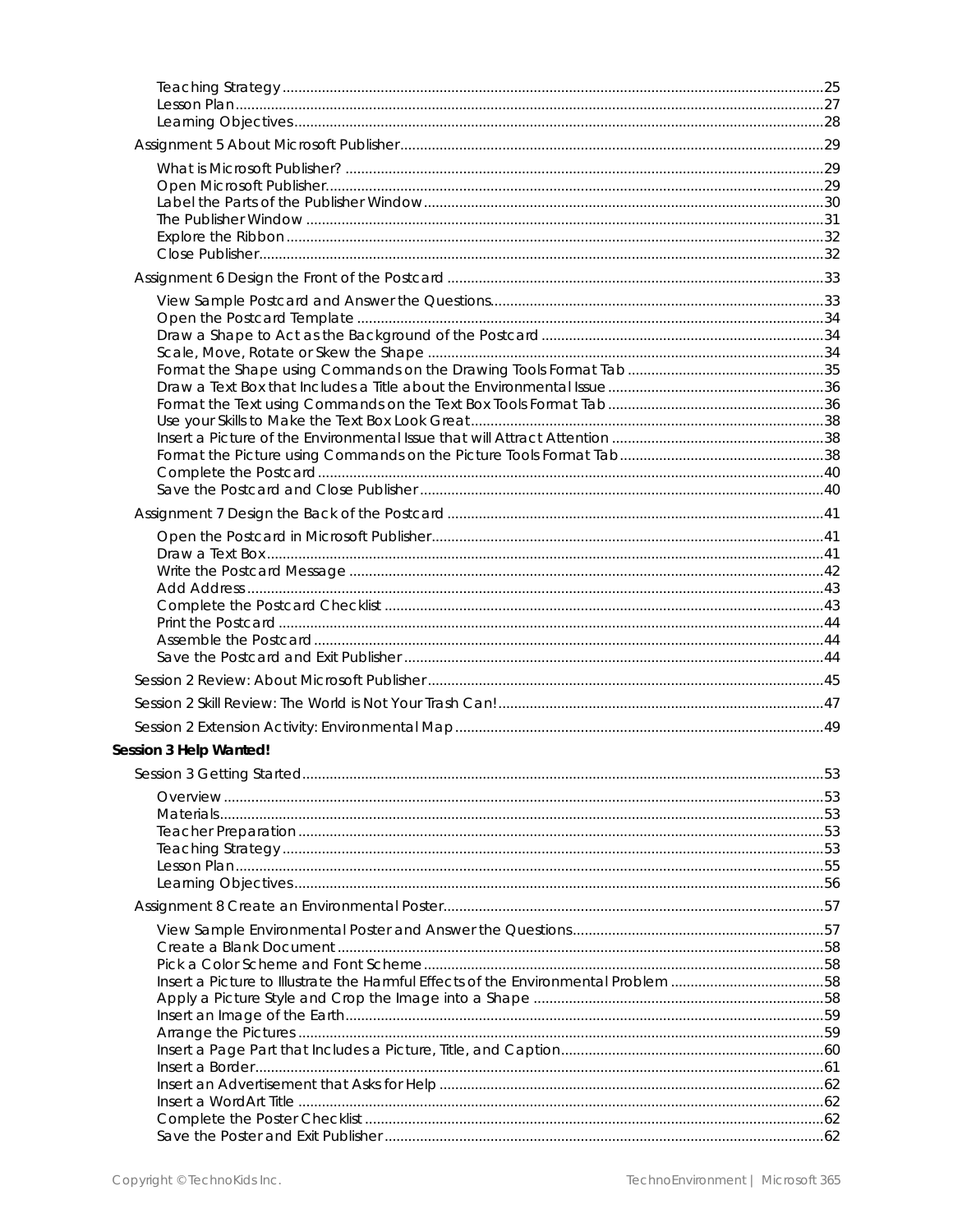- Teaching Strategy ........ 25
- Lesson Plan ........ 27
- Learning Objectives ........ 28

Assignment 5 About Microsoft Publisher ........ 29

- What is Microsoft Publisher? ........ 29
- Open Microsoft Publisher ........ 29
- Label the Parts of the Publisher Window ........ 30
- The Publisher Window ........ 31
- Explore the Ribbon ........ 32
- Close Publisher ........ 32

Assignment 6 Design the Front of the Postcard ........ 33

- View Sample Postcard and Answer the Questions ........ 33
- Open the Postcard Template ........ 34
- Draw a Shape to Act as the Background of the Postcard ........ 34
- Scale, Move, Rotate or Skew the Shape ........ 34
- Format the Shape using Commands on the Drawing Tools Format Tab ........ 35
- Draw a Text Box that Includes a Title about the Environmental Issue ........ 36
- Format the Text using Commands on the Text Box Tools Format Tab ........ 36
- Use your Skills to Make the Text Box Look Great ........ 38
- Insert a Picture of the Environmental Issue that will Attract Attention ........ 38
- Format the Picture using Commands on the Picture Tools Format Tab ........ 38
- Complete the Postcard ........ 40
- Save the Postcard and Close Publisher ........ 40

Assignment 7 Design the Back of the Postcard ........ 41

- Open the Postcard in Microsoft Publisher ........ 41
- Draw a Text Box ........ 41
- Write the Postcard Message ........ 42
- Add Address ........ 43
- Complete the Postcard Checklist ........ 43
- Print the Postcard ........ 44
- Assemble the Postcard ........ 44
- Save the Postcard and Exit Publisher ........ 44

Session 2 Review: About Microsoft Publisher ........ 45

Session 2 Skill Review: The World is Not Your Trash Can! ........ 47

Session 2 Extension Activity: Environmental Map ........ 49

**Session 3 Help Wanted!**

Session 3 Getting Started ........ 53

- Overview ........ 53
- Materials ........ 53
- Teacher Preparation ........ 53
- Teaching Strategy ........ 53
- Lesson Plan ........ 55
- Learning Objectives ........ 56

Assignment 8 Create an Environmental Poster ........ 57

- View Sample Environmental Poster and Answer the Questions ........ 57
- Create a Blank Document ........ 58
- Pick a Color Scheme and Font Scheme ........ 58
- Insert a Picture to Illustrate the Harmful Effects of the Environmental Problem ........ 58
- Apply a Picture Style and Crop the Image into a Shape ........ 58
- Insert an Image of the Earth ........ 59
- Arrange the Pictures ........ 59
- Insert a Page Part that Includes a Picture, Title, and Caption ........ 60
- Insert a Border ........ 61
- Insert an Advertisement that Asks for Help ........ 62
- Insert a WordArt Title ........ 62
- Complete the Poster Checklist ........ 62
- Save the Poster and Exit Publisher ........ 62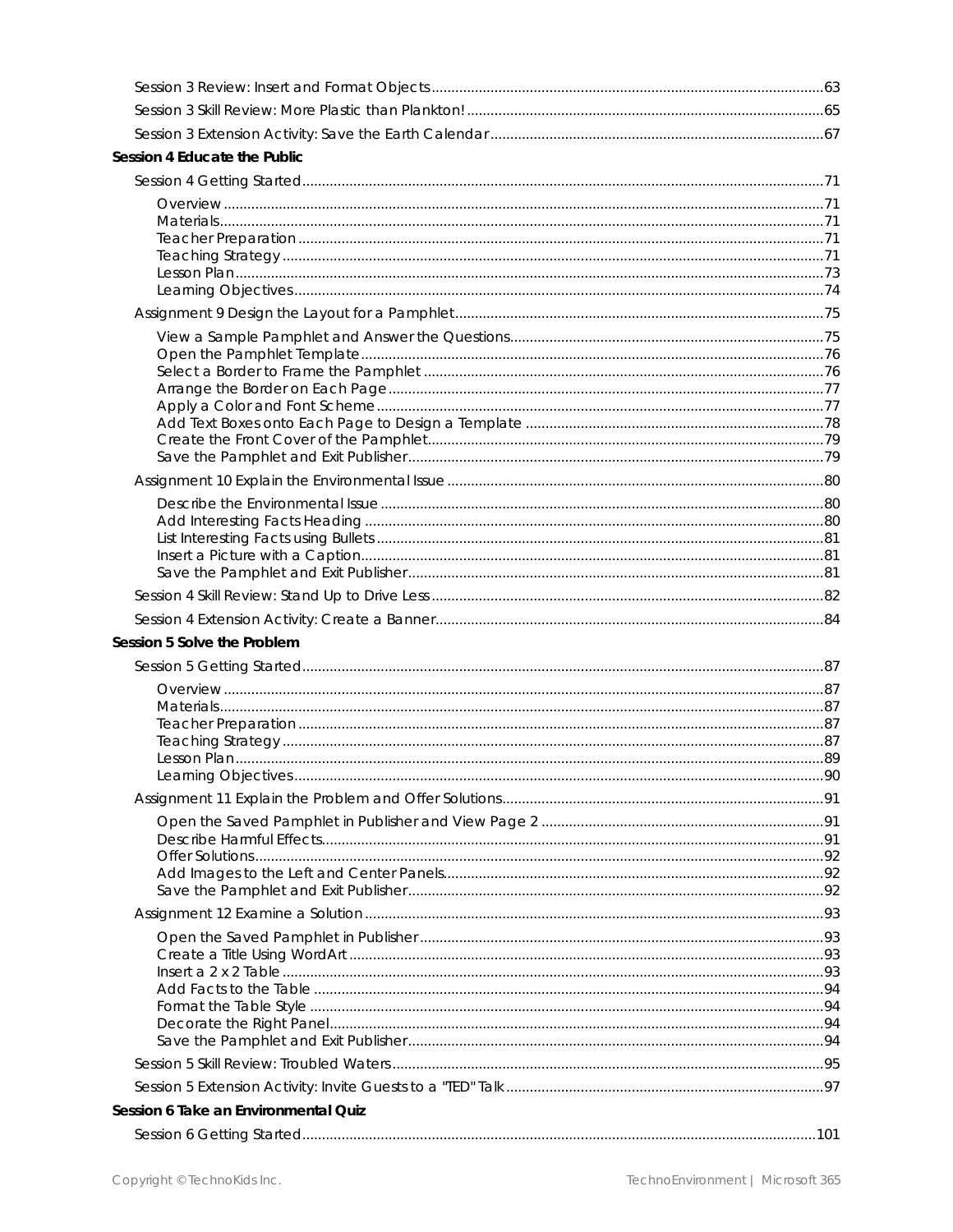Session 3 Review: Insert and Format Objects ... 63
Session 3 Skill Review: More Plastic than Plankton! ... 65
Session 3 Extension Activity: Save the Earth Calendar ... 67

**Session 4 Educate the Public**

Session 4 Getting Started ... 71

- Overview ... 71
- Materials ... 71
- Teacher Preparation ... 71
- Teaching Strategy ... 71
- Lesson Plan ... 73
- Learning Objectives ... 74

Assignment 9 Design the Layout for a Pamphlet ... 75

- View a Sample Pamphlet and Answer the Questions ... 75
- Open the Pamphlet Template ... 76
- Select a Border to Frame the Pamphlet ... 76
- Arrange the Border on Each Page ... 77
- Apply a Color and Font Scheme ... 77
- Add Text Boxes onto Each Page to Design a Template ... 78
- Create the Front Cover of the Pamphlet ... 79
- Save the Pamphlet and Exit Publisher ... 79

Assignment 10 Explain the Environmental Issue ... 80

- Describe the Environmental Issue ... 80
- Add Interesting Facts Heading ... 80
- List Interesting Facts using Bullets ... 81
- Insert a Picture with a Caption ... 81
- Save the Pamphlet and Exit Publisher ... 81

Session 4 Skill Review: Stand Up to Drive Less ... 82
Session 4 Extension Activity: Create a Banner ... 84

**Session 5 Solve the Problem**

Session 5 Getting Started ... 87

- Overview ... 87
- Materials ... 87
- Teacher Preparation ... 87
- Teaching Strategy ... 87
- Lesson Plan ... 89
- Learning Objectives ... 90

Assignment 11 Explain the Problem and Offer Solutions ... 91

- Open the Saved Pamphlet in Publisher and View Page 2 ... 91
- Describe Harmful Effects ... 91
- Offer Solutions ... 92
- Add Images to the Left and Center Panels ... 92
- Save the Pamphlet and Exit Publisher ... 92

Assignment 12 Examine a Solution ... 93

- Open the Saved Pamphlet in Publisher ... 93
- Create a Title Using WordArt ... 93
- Insert a 2 x 2 Table ... 93
- Add Facts to the Table ... 94
- Format the Table Style ... 94
- Decorate the Right Panel ... 94
- Save the Pamphlet and Exit Publisher ... 94

Session 5 Skill Review: Troubled Waters ... 95
Session 5 Extension Activity: Invite Guests to a "TED" Talk ... 97

**Session 6 Take an Environmental Quiz**

Session 6 Getting Started ... 101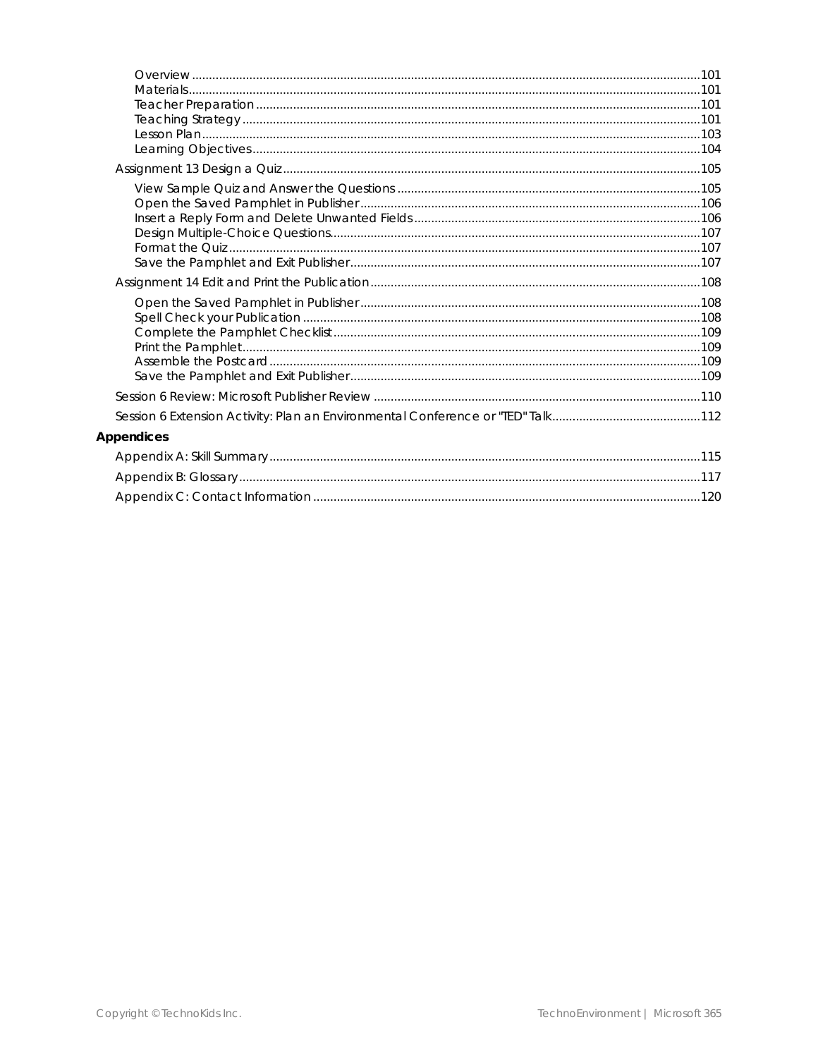- Overview ..... 101
- Materials ..... 101
- Teacher Preparation ..... 101
- Teaching Strategy ..... 101
- Lesson Plan ..... 103
- Learning Objectives ..... 104

Assignment 13 Design a Quiz ..... 105

- View Sample Quiz and Answer the Questions ..... 105
- Open the Saved Pamphlet in Publisher ..... 106
- Insert a Reply Form and Delete Unwanted Fields ..... 106
- Design Multiple-Choice Questions ..... 107
- Format the Quiz ..... 107
- Save the Pamphlet and Exit Publisher ..... 107

Assignment 14 Edit and Print the Publication ..... 108

- Open the Saved Pamphlet in Publisher ..... 108
- Spell Check your Publication ..... 108
- Complete the Pamphlet Checklist ..... 109
- Print the Pamphlet ..... 109
- Assemble the Postcard ..... 109
- Save the Pamphlet and Exit Publisher ..... 109

Session 6 Review: Microsoft Publisher Review ..... 110

Session 6 Extension Activity: Plan an Environmental Conference or "TED" Talk ..... 112

**Appendices**

Appendix A: Skill Summary ..... 115

Appendix B: Glossary ..... 117

Appendix C: Contact Information ..... 120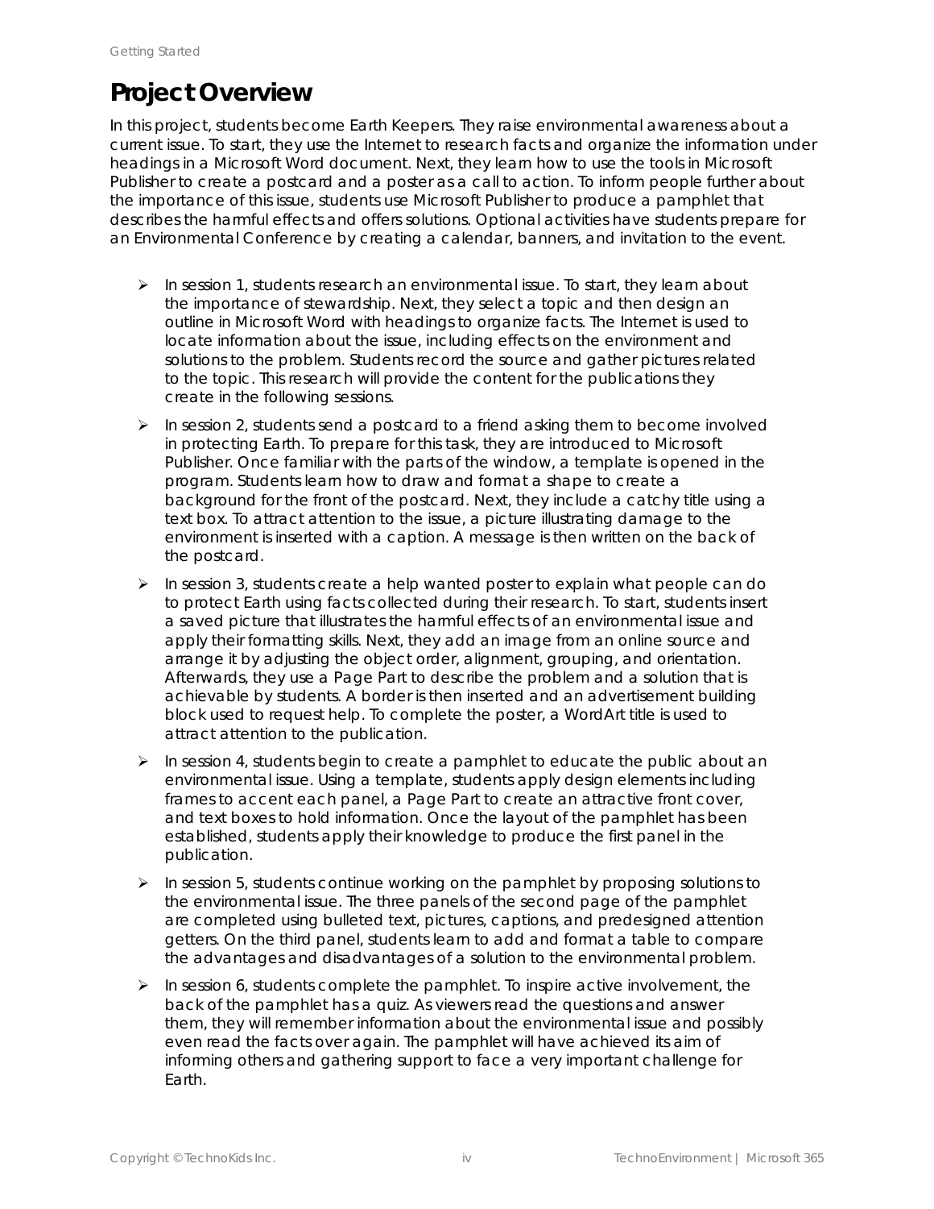# Project Overview

In this project, students become Earth Keepers. They raise environmental awareness about a current issue. To start, they use the Internet to research facts and organize the information under headings in a Microsoft Word document. Next, they learn how to use the tools in Microsoft Publisher to create a postcard and a poster as a call to action. To inform people further about the importance of this issue, students use Microsoft Publisher to produce a pamphlet that describes the harmful effects and offers solutions. Optional activities have students prepare for an Environmental Conference by creating a calendar, banners, and invitation to the event.

- In session 1, students research an environmental issue. To start, they learn about the importance of stewardship. Next, they select a topic and then design an outline in Microsoft Word with headings to organize facts. The Internet is used to locate information about the issue, including effects on the environment and solutions to the problem. Students record the source and gather pictures related to the topic. This research will provide the content for the publications they create in the following sessions.
- In session 2, students send a postcard to a friend asking them to become involved in protecting Earth. To prepare for this task, they are introduced to Microsoft Publisher. Once familiar with the parts of the window, a template is opened in the program. Students learn how to draw and format a shape to create a background for the front of the postcard. Next, they include a catchy title using a text box. To attract attention to the issue, a picture illustrating damage to the environment is inserted with a caption. A message is then written on the back of the postcard.
- In session 3, students create a help wanted poster to explain what people can do to protect Earth using facts collected during their research. To start, students insert a saved picture that illustrates the harmful effects of an environmental issue and apply their formatting skills. Next, they add an image from an online source and arrange it by adjusting the object order, alignment, grouping, and orientation. Afterwards, they use a Page Part to describe the problem and a solution that is achievable by students. A border is then inserted and an advertisement building block used to request help. To complete the poster, a WordArt title is used to attract attention to the publication.
- In session 4, students begin to create a pamphlet to educate the public about an environmental issue. Using a template, students apply design elements including frames to accent each panel, a Page Part to create an attractive front cover, and text boxes to hold information. Once the layout of the pamphlet has been established, students apply their knowledge to produce the first panel in the publication.
- In session 5, students continue working on the pamphlet by proposing solutions to the environmental issue. The three panels of the second page of the pamphlet are completed using bulleted text, pictures, captions, and predesigned attention getters. On the third panel, students learn to add and format a table to compare the advantages and disadvantages of a solution to the environmental problem.
- In session 6, students complete the pamphlet. To inspire active involvement, the back of the pamphlet has a quiz. As viewers read the questions and answer them, they will remember information about the environmental issue and possibly even read the facts over again. The pamphlet will have achieved its aim of informing others and gathering support to face a very important challenge for Earth.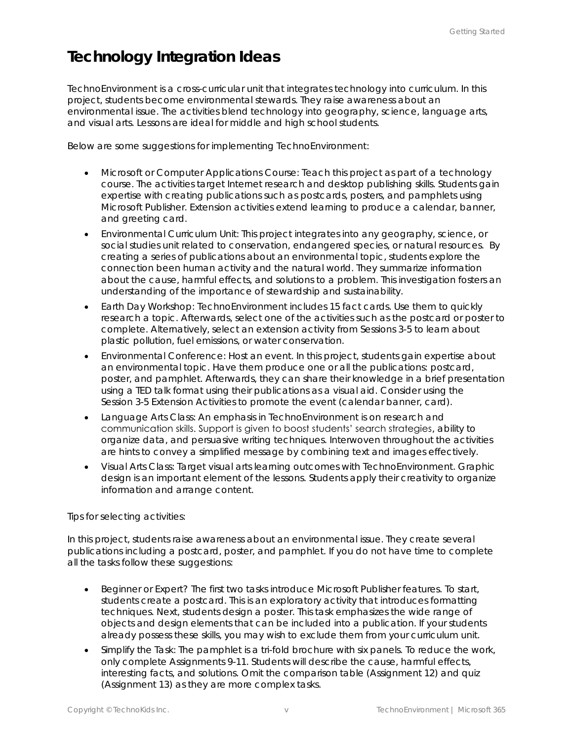# Technology Integration Ideas

TechnoEnvironment is a cross-curricular unit that integrates technology into curriculum. In this project, students become environmental stewards. They raise awareness about an environmental issue. The activities blend technology into geography, science, language arts, and visual arts. Lessons are ideal for middle and high school students.

Below are some suggestions for implementing TechnoEnvironment:

- Microsoft or Computer Applications Course: Teach this project as part of a technology course. The activities target Internet research and desktop publishing skills. Students gain expertise with creating publications such as postcards, posters, and pamphlets using Microsoft Publisher. Extension activities extend learning to produce a calendar, banner, and greeting card.
- Environmental Curriculum Unit: This project integrates into any geography, science, or social studies unit related to conservation, endangered species, or natural resources. By creating a series of publications about an environmental topic, students explore the connection been human activity and the natural world. They summarize information about the cause, harmful effects, and solutions to a problem. This investigation fosters an understanding of the importance of stewardship and sustainability.
- Earth Day Workshop: TechnoEnvironment includes 15 fact cards. Use them to quickly research a topic. Afterwards, select one of the activities such as the postcard or poster to complete. Alternatively, select an extension activity from Sessions 3-5 to learn about plastic pollution, fuel emissions, or water conservation.
- Environmental Conference: Host an event. In this project, students gain expertise about an environmental topic. Have them produce one or all the publications: postcard, poster, and pamphlet. Afterwards, they can share their knowledge in a brief presentation using a TED talk format using their publications as a visual aid. Consider using the Session 3-5 Extension Activities to promote the event (calendar banner, card).
- Language Arts Class: An emphasis in TechnoEnvironment is on research and communication skills. Support is given to boost students' search strategies, ability to organize data, and persuasive writing techniques. Interwoven throughout the activities are hints to convey a simplified message by combining text and images effectively.
- Visual Arts Class: Target visual arts learning outcomes with TechnoEnvironment. Graphic design is an important element of the lessons. Students apply their creativity to organize information and arrange content.

Tips for selecting activities:

In this project, students raise awareness about an environmental issue. They create several publications including a postcard, poster, and pamphlet. If you do not have time to complete all the tasks follow these suggestions:

- Beginner or Expert? The first two tasks introduce Microsoft Publisher features. To start, students create a postcard. This is an exploratory activity that introduces formatting techniques. Next, students design a poster. This task emphasizes the wide range of objects and design elements that can be included into a publication. If your students already possess these skills, you may wish to exclude them from your curriculum unit.
- Simplify the Task: The pamphlet is a tri-fold brochure with six panels. To reduce the work, only complete Assignments 9-11. Students will describe the cause, harmful effects, interesting facts, and solutions. Omit the comparison table (Assignment 12) and quiz (Assignment 13) as they are more complex tasks.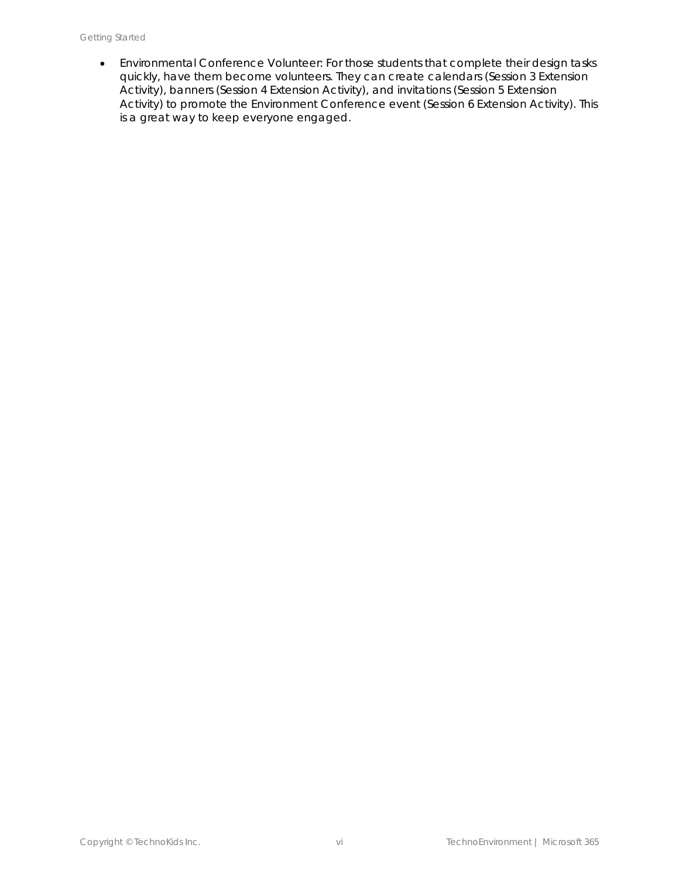- Environmental Conference Volunteer: For those students that complete their design tasks quickly, have them become volunteers. They can create calendars (Session 3 Extension Activity), banners (Session 4 Extension Activity), and invitations (Session 5 Extension Activity) to promote the Environment Conference event (Session 6 Extension Activity). This is a great way to keep everyone engaged.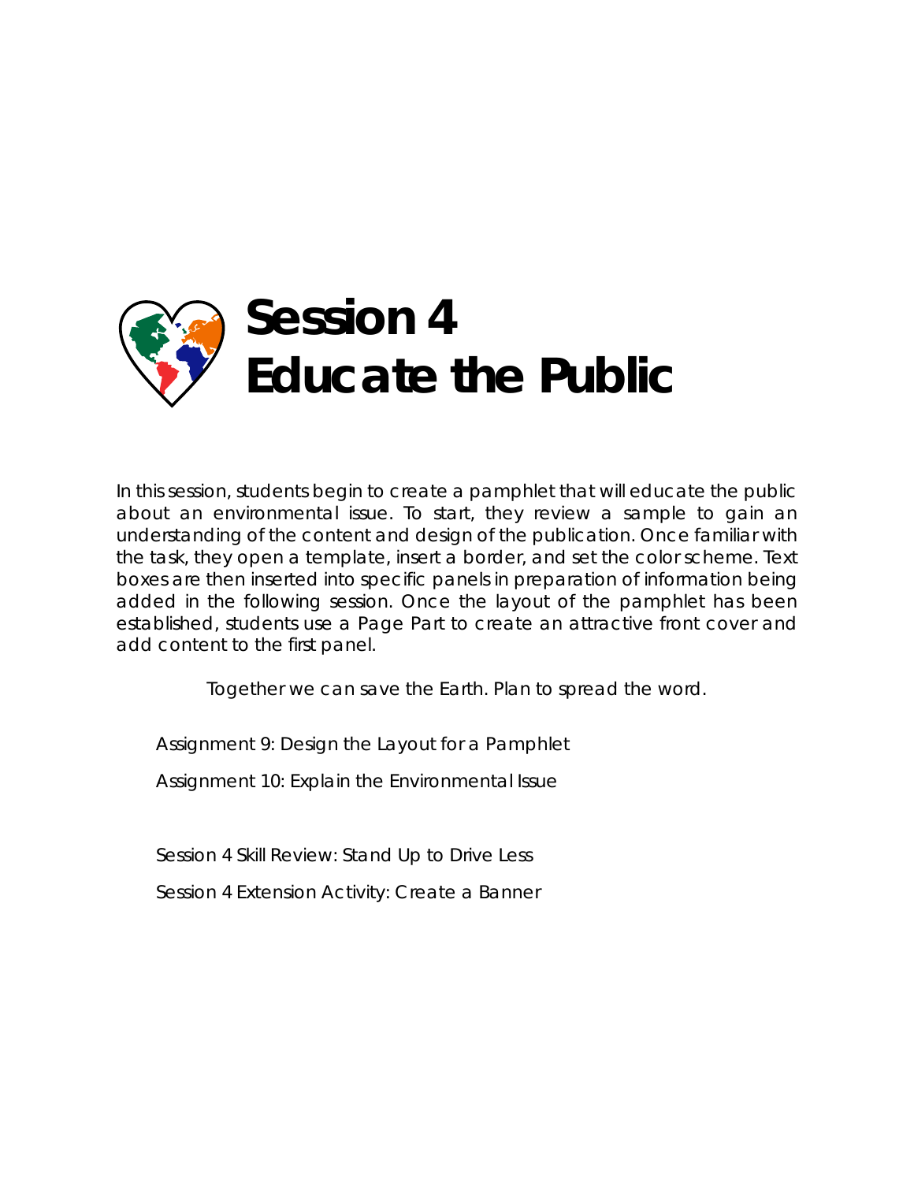# Session 4
# Educate the Public

In this session, students begin to create a pamphlet that will educate the public about an environmental issue. To start, they review a sample to gain an understanding of the content and design of the publication. Once familiar with the task, they open a template, insert a border, and set the color scheme. Text boxes are then inserted into specific panels in preparation of information being added in the following session. Once the layout of the pamphlet has been established, students use a Page Part to create an attractive front cover and add content to the first panel.

Together we can save the Earth. Plan to spread the word.

Assignment 9: Design the Layout for a Pamphlet

Assignment 10: Explain the Environmental Issue

Session 4 Skill Review: Stand Up to Drive Less

Session 4 Extension Activity: Create a Banner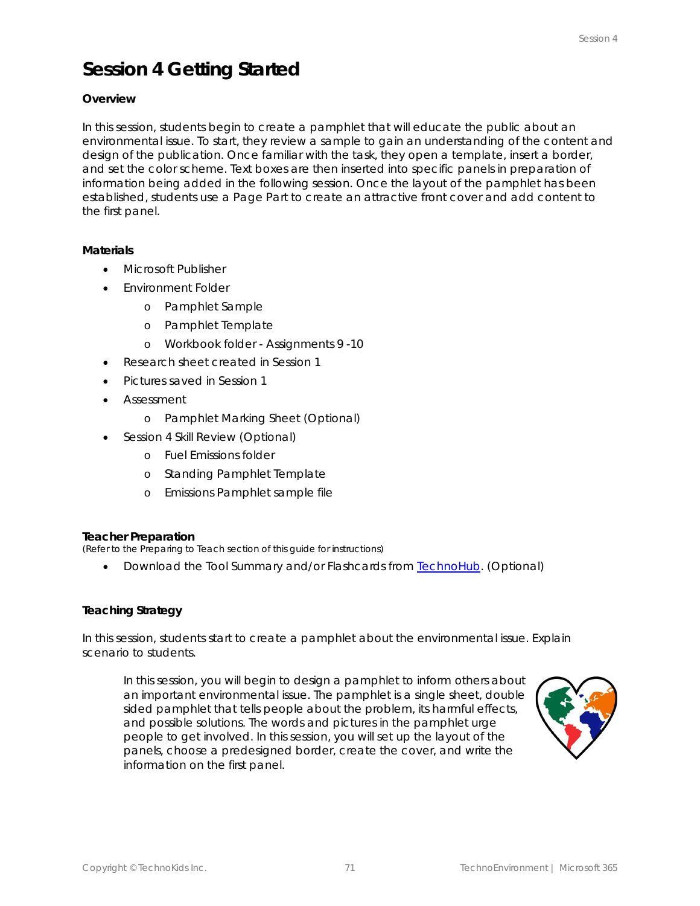# Session 4 Getting Started

**Overview**

In this session, students begin to create a pamphlet that will educate the public about an environmental issue. To start, they review a sample to gain an understanding of the content and design of the publication. Once familiar with the task, they open a template, insert a border, and set the color scheme. Text boxes are then inserted into specific panels in preparation of information being added in the following session. Once the layout of the pamphlet has been established, students use a Page Part to create an attractive front cover and add content to the first panel.

**Materials**

- Microsoft Publisher
- Environment Folder
  - Pamphlet Sample
  - Pamphlet Template
  - Workbook folder - Assignments 9 -10
- Research sheet created in Session 1
- Pictures saved in Session 1
- Assessment
  - Pamphlet Marking Sheet (Optional)
- Session 4 Skill Review (Optional)
  - Fuel Emissions folder
  - Standing Pamphlet Template
  - Emissions Pamphlet sample file

**Teacher Preparation**

*(Refer to the Preparing to Teach section of this guide for instructions)*

- Download the Tool Summary and/or Flashcards from TechnoHub. (Optional)

**Teaching Strategy**

In this session, students start to create a pamphlet about the environmental issue. Explain scenario to students.

> In this session, you will begin to design a pamphlet to inform others about an important environmental issue. The pamphlet is a single sheet, double sided pamphlet that tells people about the problem, its harmful effects, and possible solutions. The words and pictures in the pamphlet urge people to get involved. In this session, you will set up the layout of the panels, choose a predesigned border, create the cover, and write the information on the first panel.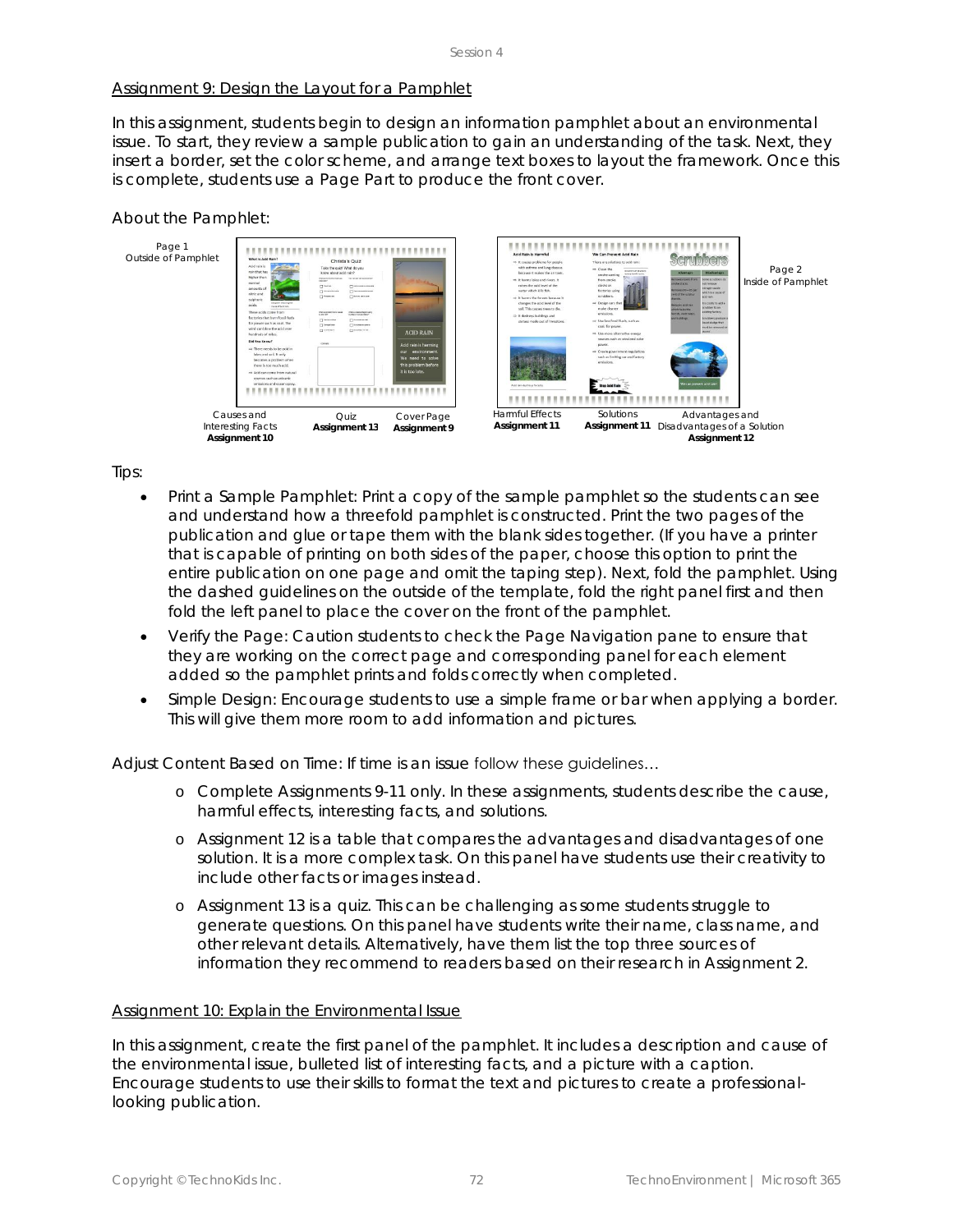## Assignment 9: Design the Layout for a Pamphlet

In this assignment, students begin to design an information pamphlet about an environmental issue. To start, they review a sample publication to gain an understanding of the task. Next, they insert a border, set the color scheme, and arrange text boxes to layout the framework. Once this is complete, students use a Page Part to produce the front cover.

About the Pamphlet:

Page 1
Outside of Pamphlet

Causes and Interesting Facts
**Assignment 10**

Quiz
**Assignment 13**

Cover Page
**Assignment 9**

Page 2
Inside of Pamphlet

Harmful Effects
**Assignment 11**

Solutions
**Assignment 11**

Advantages and Disadvantages of a Solution
**Assignment 12**

Tips:

- Print a Sample Pamphlet: Print a copy of the sample pamphlet so the students can see and understand how a threefold pamphlet is constructed. Print the two pages of the publication and glue or tape them with the blank sides together. (If you have a printer that is capable of printing on both sides of the paper, choose this option to print the entire publication on one page and omit the taping step). Next, fold the pamphlet. Using the dashed guidelines on the outside of the template, fold the right panel first and then fold the left panel to place the cover on the front of the pamphlet.
- Verify the Page: Caution students to check the Page Navigation pane to ensure that they are working on the correct page and corresponding panel for each element added so the pamphlet prints and folds correctly when completed.
- Simple Design: Encourage students to use a simple frame or bar when applying a border. This will give them more room to add information and pictures.

Adjust Content Based on Time: If time is an issue follow these guidelines…

- Complete Assignments 9-11 only. In these assignments, students describe the cause, harmful effects, interesting facts, and solutions.
- Assignment 12 is a table that compares the advantages and disadvantages of one solution. It is a more complex task. On this panel have students use their creativity to include other facts or images instead.
- Assignment 13 is a quiz. This can be challenging as some students struggle to generate questions. On this panel have students write their name, class name, and other relevant details. Alternatively, have them list the top three sources of information they recommend to readers based on their research in Assignment 2.

## Assignment 10: Explain the Environmental Issue

In this assignment, create the first panel of the pamphlet. It includes a description and cause of the environmental issue, bulleted list of interesting facts, and a picture with a caption. Encourage students to use their skills to format the text and pictures to create a professional-looking publication.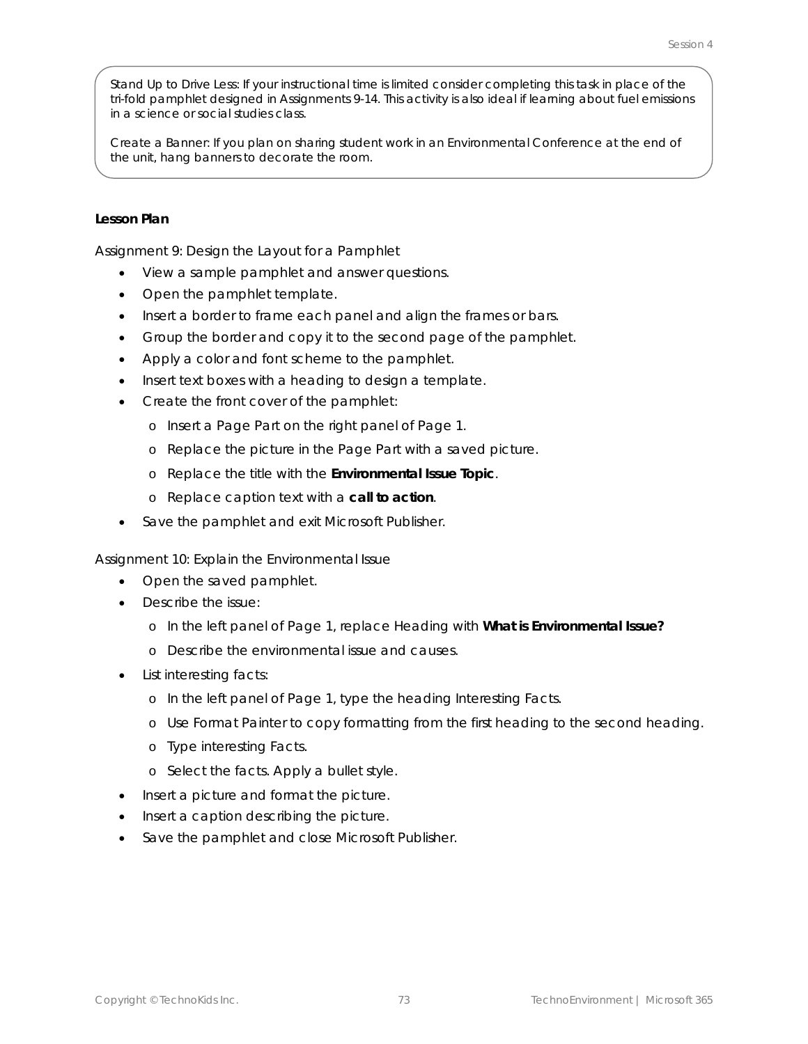Stand Up to Drive Less: If your instructional time is limited consider completing this task in place of the tri-fold pamphlet designed in Assignments 9-14. This activity is also ideal if learning about fuel emissions in a science or social studies class.

Create a Banner: If you plan on sharing student work in an Environmental Conference at the end of the unit, hang banners to decorate the room.

**Lesson Plan**

Assignment 9: Design the Layout for a Pamphlet

- View a sample pamphlet and answer questions.
- Open the pamphlet template.
- Insert a border to frame each panel and align the frames or bars.
- Group the border and copy it to the second page of the pamphlet.
- Apply a color and font scheme to the pamphlet.
- Insert text boxes with a heading to design a template.
- Create the front cover of the pamphlet:
  - Insert a Page Part on the right panel of Page 1.
  - Replace the picture in the Page Part with a saved picture.
  - Replace the title with the **Environmental Issue Topic**.
  - Replace caption text with a **call to action**.
- Save the pamphlet and exit Microsoft Publisher.

Assignment 10: Explain the Environmental Issue

- Open the saved pamphlet.
- Describe the issue:
  - In the left panel of Page 1, replace Heading with **What is Environmental Issue?**
  - Describe the environmental issue and causes.
- List interesting facts:
  - In the left panel of Page 1, type the heading Interesting Facts.
  - Use Format Painter to copy formatting from the first heading to the second heading.
  - Type interesting Facts.
  - Select the facts. Apply a bullet style.
- Insert a picture and format the picture.
- Insert a caption describing the picture.
- Save the pamphlet and close Microsoft Publisher.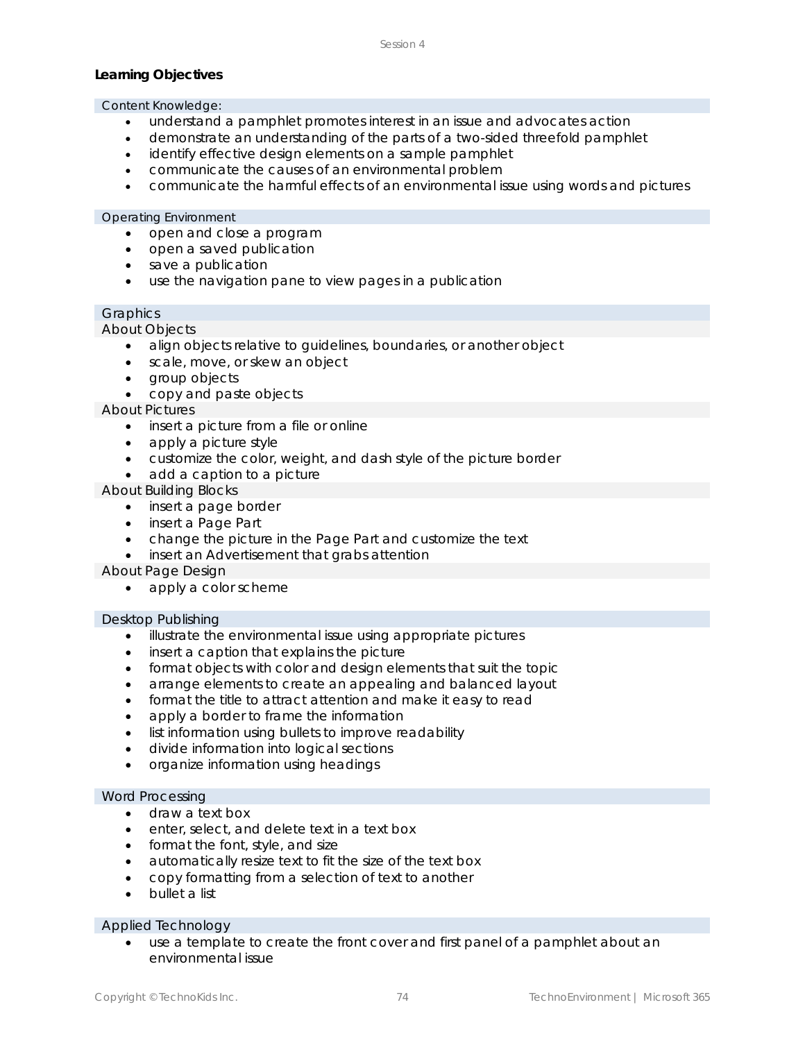## Learning Objectives

### Content Knowledge:

- understand a pamphlet promotes interest in an issue and advocates action
- demonstrate an understanding of the parts of a two-sided threefold pamphlet
- identify effective design elements on a sample pamphlet
- communicate the causes of an environmental problem
- communicate the harmful effects of an environmental issue using words and pictures

### Operating Environment

- open and close a program
- open a saved publication
- save a publication
- use the navigation pane to view pages in a publication

### Graphics

#### About Objects

- align objects relative to guidelines, boundaries, or another object
- scale, move, or skew an object
- group objects
- copy and paste objects

#### About Pictures

- insert a picture from a file or online
- apply a picture style
- customize the color, weight, and dash style of the picture border
- add a caption to a picture

#### About Building Blocks

- insert a page border
- insert a Page Part
- change the picture in the Page Part and customize the text
- insert an Advertisement that grabs attention

#### About Page Design

- apply a color scheme

### Desktop Publishing

- illustrate the environmental issue using appropriate pictures
- insert a caption that explains the picture
- format objects with color and design elements that suit the topic
- arrange elements to create an appealing and balanced layout
- format the title to attract attention and make it easy to read
- apply a border to frame the information
- list information using bullets to improve readability
- divide information into logical sections
- organize information using headings

### Word Processing

- draw a text box
- enter, select, and delete text in a text box
- format the font, style, and size
- automatically resize text to fit the size of the text box
- copy formatting from a selection of text to another
- bullet a list

### Applied Technology

- use a template to create the front cover and first panel of a pamphlet about an environmental issue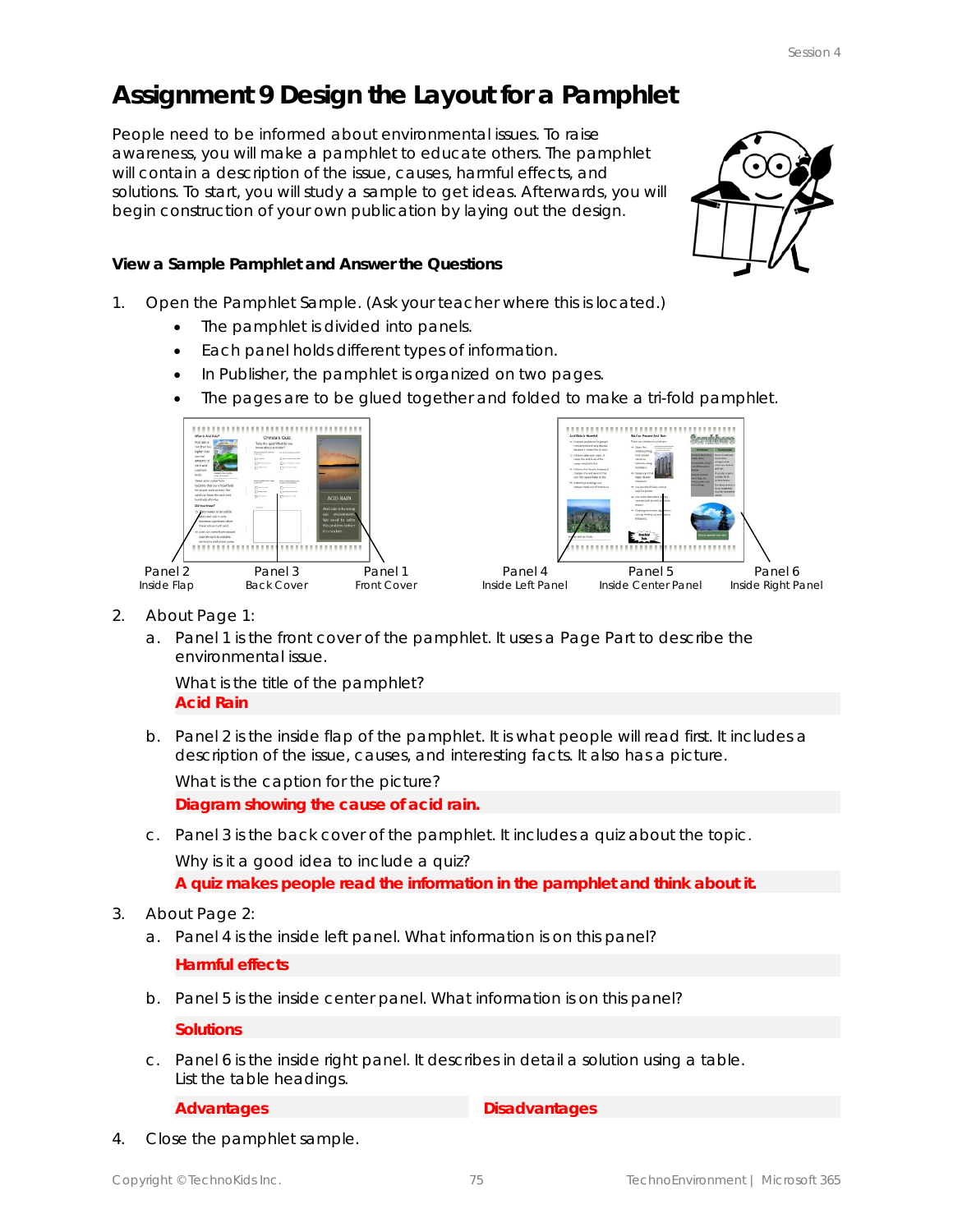# Assignment 9 Design the Layout for a Pamphlet

People need to be informed about environmental issues. To raise awareness, you will make a pamphlet to educate others. The pamphlet will contain a description of the issue, causes, harmful effects, and solutions. To start, you will study a sample to get ideas. Afterwards, you will begin construction of your own publication by laying out the design.

### View a Sample Pamphlet and Answer the Questions

1. Open the Pamphlet Sample. (Ask your teacher where this is located.)
   - The pamphlet is divided into panels.
   - Each panel holds different types of information.
   - In Publisher, the pamphlet is organized on two pages.
   - The pages are to be glued together and folded to make a tri-fold pamphlet.

Panel 2 Inside Flap | Panel 3 Back Cover | Panel 1 Front Cover

Panel 4 Inside Left Panel | Panel 5 Inside Center Panel | Panel 6 Inside Right Panel

2. About Page 1:
   a. Panel 1 is the front cover of the pamphlet. It uses a Page Part to describe the environmental issue.

      What is the title of the pamphlet?

      **Acid Rain**

   b. Panel 2 is the inside flap of the pamphlet. It is what people will read first. It includes a description of the issue, causes, and interesting facts. It also has a picture.

      What is the caption for the picture?

      **Diagram showing the cause of acid rain.**

   c. Panel 3 is the back cover of the pamphlet. It includes a quiz about the topic.

      Why is it a good idea to include a quiz?

      **A quiz makes people read the information in the pamphlet and think about it.**

3. About Page 2:
   a. Panel 4 is the inside left panel. What information is on this panel?

      **Harmful effects**

   b. Panel 5 is the inside center panel. What information is on this panel?

      **Solutions**

   c. Panel 6 is the inside right panel. It describes in detail a solution using a table. List the table headings.

      **Advantages** | **Disadvantages**

4. Close the pamphlet sample.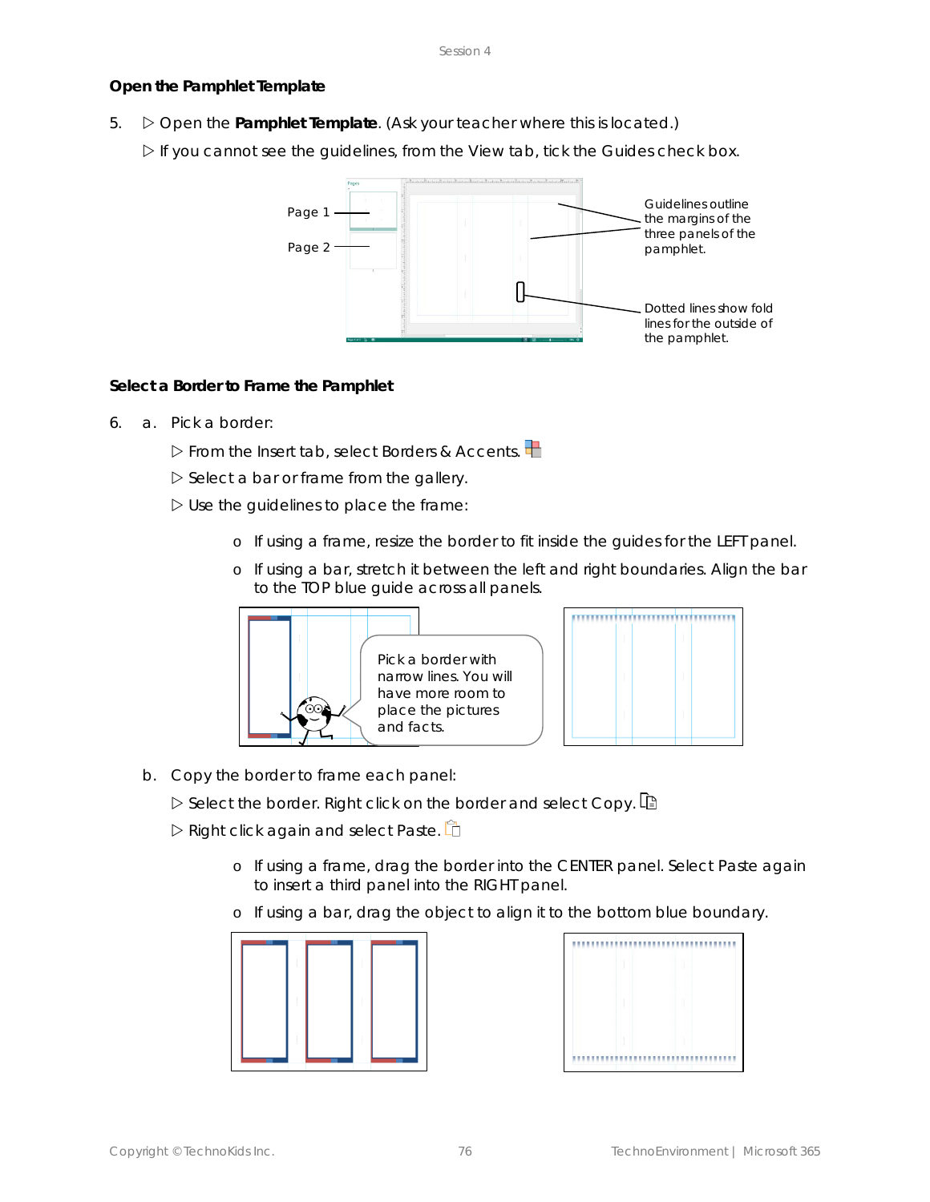### Open the Pamphlet Template

5. ▷ Open the **Pamphlet Template**. (Ask your teacher where this is located.)

   ▷ If you cannot see the guidelines, from the View tab, tick the Guides check box.

Page 1

Page 2

Guidelines outline the margins of the three panels of the pamphlet.

Dotted lines show fold lines for the outside of the pamphlet.

### Select a Border to Frame the Pamphlet

6. a. Pick a border:

   ▷ From the Insert tab, select Borders & Accents.

   ▷ Select a bar or frame from the gallery.

   ▷ Use the guidelines to place the frame:

   - If using a frame, resize the border to fit inside the guides for the LEFT panel.
   - If using a bar, stretch it between the left and right boundaries. Align the bar to the TOP blue guide across all panels.

   Pick a border with narrow lines. You will have more room to place the pictures and facts.

   b. Copy the border to frame each panel:

   ▷ Select the border. Right click on the border and select Copy.

   ▷ Right click again and select Paste.

   - If using a frame, drag the border into the CENTER panel. Select Paste again to insert a third panel into the RIGHT panel.
   - If using a bar, drag the object to align it to the bottom blue boundary.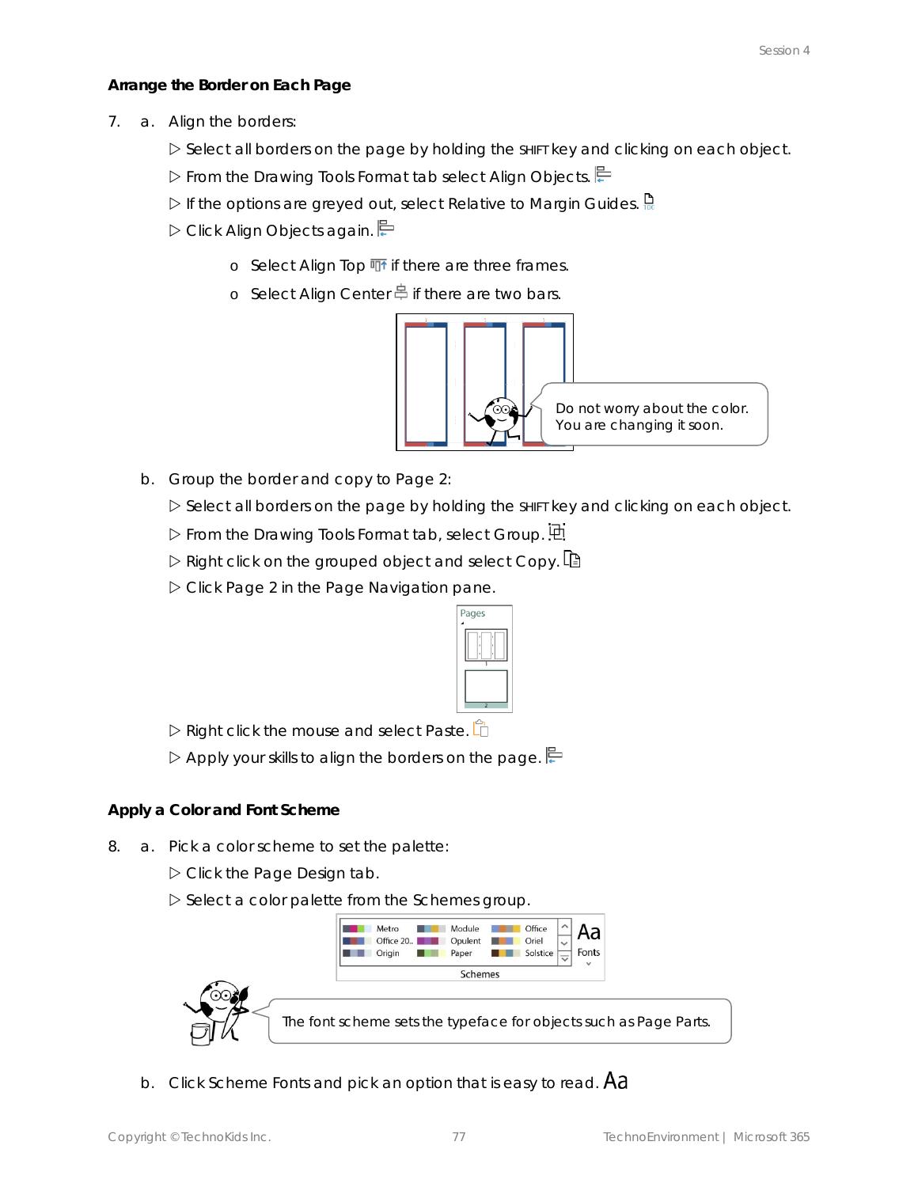### Arrange the Border on Each Page

7. a. Align the borders:

   ▷ Select all borders on the page by holding the SHIFT key and clicking on each object.

   ▷ From the Drawing Tools Format tab select Align Objects.

   ▷ If the options are greyed out, select Relative to Margin Guides.

   ▷ Click Align Objects again.

   - Select Align Top if there are three frames.
   - Select Align Center if there are two bars.

   Do not worry about the color. You are changing it soon.

   b. Group the border and copy to Page 2:

   ▷ Select all borders on the page by holding the SHIFT key and clicking on each object.

   ▷ From the Drawing Tools Format tab, select Group.

   ▷ Right click on the grouped object and select Copy.

   ▷ Click Page 2 in the Page Navigation pane.

   ▷ Right click the mouse and select Paste.

   ▷ Apply your skills to align the borders on the page.

### Apply a Color and Font Scheme

8. a. Pick a color scheme to set the palette:

   ▷ Click the Page Design tab.

   ▷ Select a color palette from the Schemes group.

   The font scheme sets the typeface for objects such as Page Parts.

   b. Click Scheme Fonts and pick an option that is easy to read.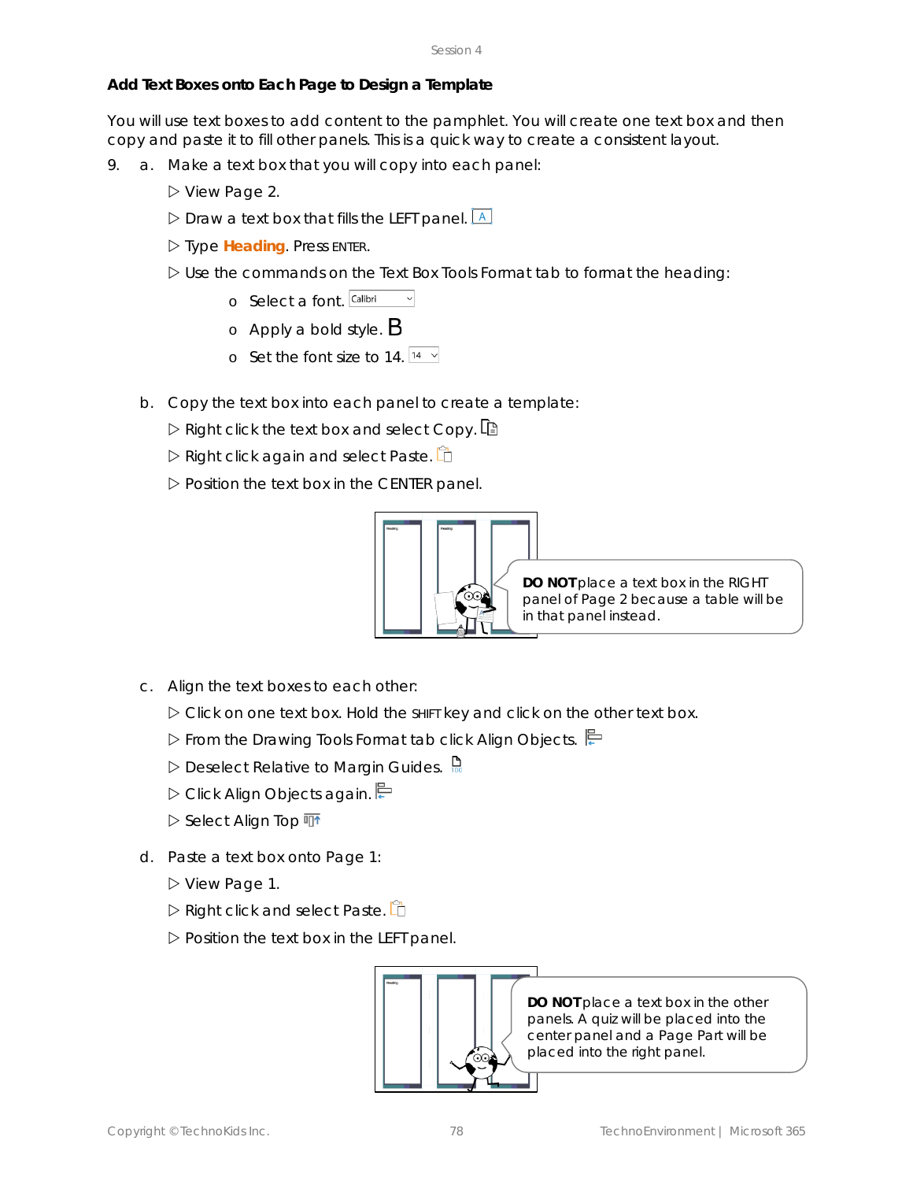## Add Text Boxes onto Each Page to Design a Template

You will use text boxes to add content to the pamphlet. You will create one text box and then copy and paste it to fill other panels. This is a quick way to create a consistent layout.

9. a. Make a text box that you will copy into each panel:
   - ▷ View Page 2.
   - ▷ Draw a text box that fills the LEFT panel.
   - ▷ Type **Heading**. Press ENTER.
   - ▷ Use the commands on the Text Box Tools Format tab to format the heading:
     - o Select a font.
     - o Apply a bold style.
     - o Set the font size to 14.

   b. Copy the text box into each panel to create a template:
   - ▷ Right click the text box and select Copy.
   - ▷ Right click again and select Paste.
   - ▷ Position the text box in the CENTER panel.

   **DO NOT** place a text box in the RIGHT panel of Page 2 because a table will be in that panel instead.

   c. Align the text boxes to each other:
   - ▷ Click on one text box. Hold the SHIFT key and click on the other text box.
   - ▷ From the Drawing Tools Format tab click Align Objects.
   - ▷ Deselect Relative to Margin Guides.
   - ▷ Click Align Objects again.
   - ▷ Select Align Top

   d. Paste a text box onto Page 1:
   - ▷ View Page 1.
   - ▷ Right click and select Paste.
   - ▷ Position the text box in the LEFT panel.

   **DO NOT** place a text box in the other panels. A quiz will be placed into the center panel and a Page Part will be placed into the right panel.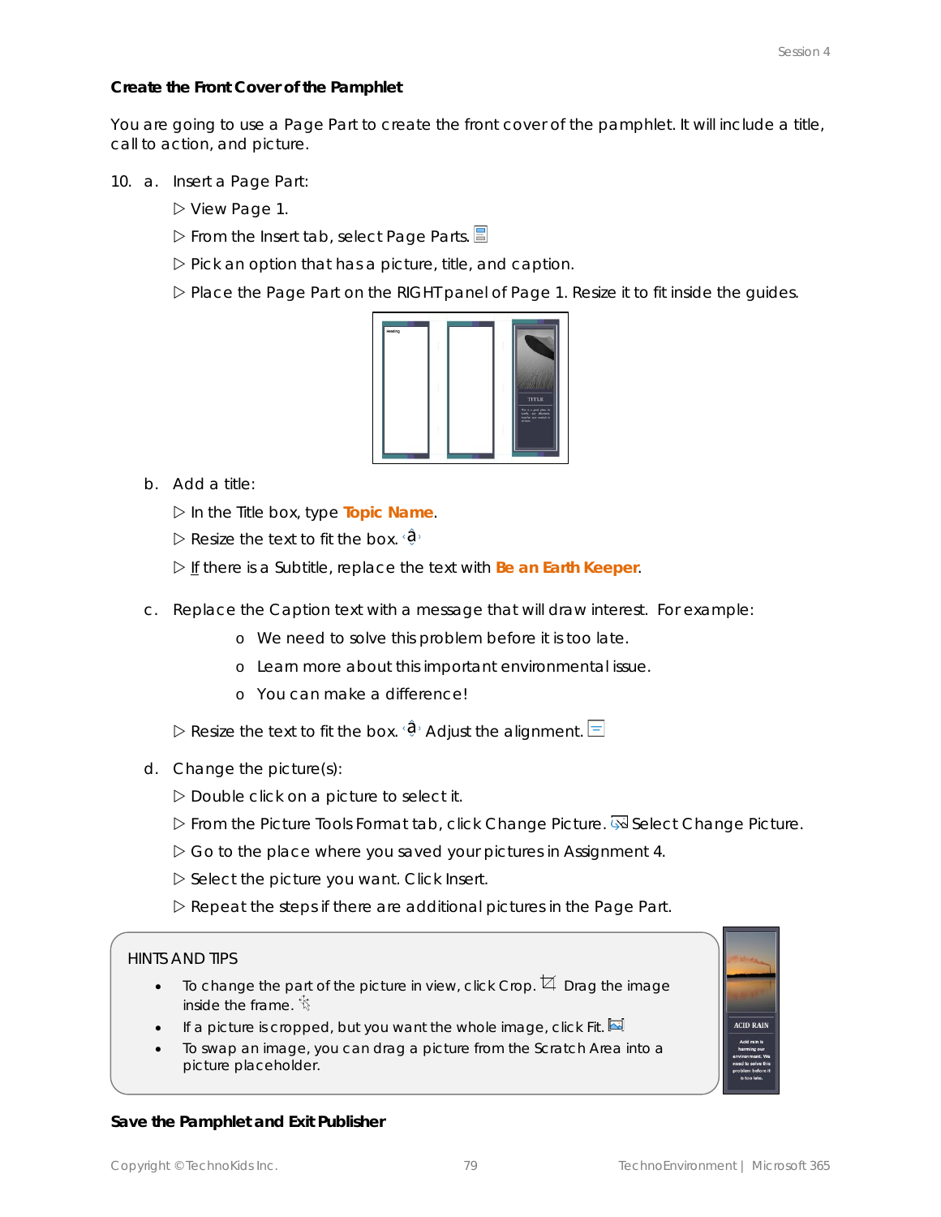**Create the Front Cover of the Pamphlet**

You are going to use a Page Part to create the front cover of the pamphlet. It will include a title, call to action, and picture.

10. a. Insert a Page Part:
    - ▷ View Page 1.
    - ▷ From the Insert tab, select Page Parts.
    - ▷ Pick an option that has a picture, title, and caption.
    - ▷ Place the Page Part on the RIGHT panel of Page 1. Resize it to fit inside the guides.

    b. Add a title:
    - ▷ In the Title box, type **Topic Name**.
    - ▷ Resize the text to fit the box.
    - ▷ If there is a Subtitle, replace the text with **Be an Earth Keeper**.

    c. Replace the Caption text with a message that will draw interest. For example:
    - We need to solve this problem before it is too late.
    - Learn more about this important environmental issue.
    - You can make a difference!

    ▷ Resize the text to fit the box. Adjust the alignment.

    d. Change the picture(s):
    - ▷ Double click on a picture to select it.
    - ▷ From the Picture Tools Format tab, click Change Picture. Select Change Picture.
    - ▷ Go to the place where you saved your pictures in Assignment 4.
    - ▷ Select the picture you want. Click Insert.
    - ▷ Repeat the steps if there are additional pictures in the Page Part.

HINTS AND TIPS

- To change the part of the picture in view, click Crop. Drag the image inside the frame.
- If a picture is cropped, but you want the whole image, click Fit.
- To swap an image, you can drag a picture from the Scratch Area into a picture placeholder.

**Save the Pamphlet and Exit Publisher**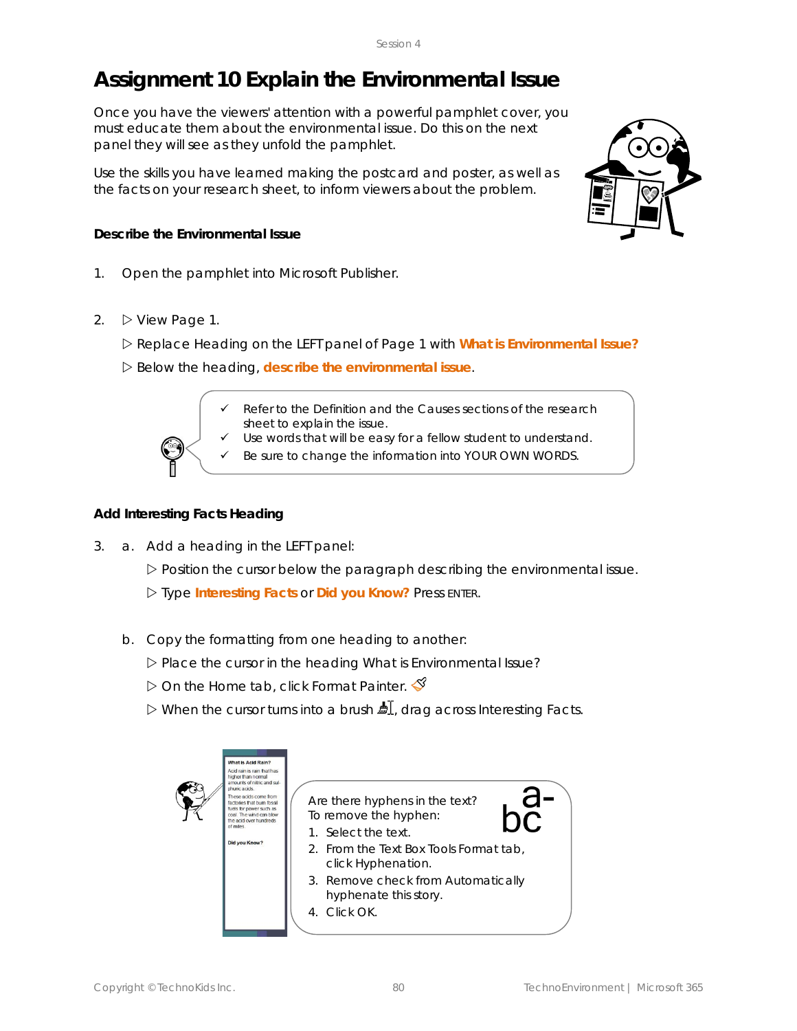// Session 4 header omitted

# Assignment 10 Explain the Environmental Issue

Once you have the viewers' attention with a powerful pamphlet cover, you must educate them about the environmental issue. Do this on the next panel they will see as they unfold the pamphlet.

Use the skills you have learned making the postcard and poster, as well as the facts on your research sheet, to inform viewers about the problem.

**Describe the Environmental Issue**

1. Open the pamphlet into Microsoft Publisher.

2. ▷ View Page 1.

   ▷ Replace Heading on the LEFT panel of Page 1 with **What is Environmental Issue?**

   ▷ Below the heading, **describe the environmental issue**.

> ✓ Refer to the Definition and the Causes sections of the research sheet to explain the issue.
> ✓ Use words that will be easy for a fellow student to understand.
> ✓ Be sure to change the information into YOUR OWN WORDS.

**Add Interesting Facts Heading**

3. a. Add a heading in the LEFT panel:

   ▷ Position the cursor below the paragraph describing the environmental issue.

   ▷ Type **Interesting Facts** or **Did you Know?** Press ENTER.

   b. Copy the formatting from one heading to another:

   ▷ Place the cursor in the heading What is Environmental Issue?

   ▷ On the Home tab, click Format Painter.

   ▷ When the cursor turns into a brush, drag across Interesting Facts.

What is Acid Rain?

Acid rain is rain that has higher than normal amounts of nitric and sulphuric acids.

These acids come from factories that burn fossil fuels for power such as coal. The wind can blow the acid over hundreds of miles

Did you Know?

> Are there hyphens in the text?
> To remove the hyphen:
> 1. Select the text.
> 2. From the Text Box Tools Format tab, click Hyphenation.
> 3. Remove check from Automatically hyphenate this story.
> 4. Click OK.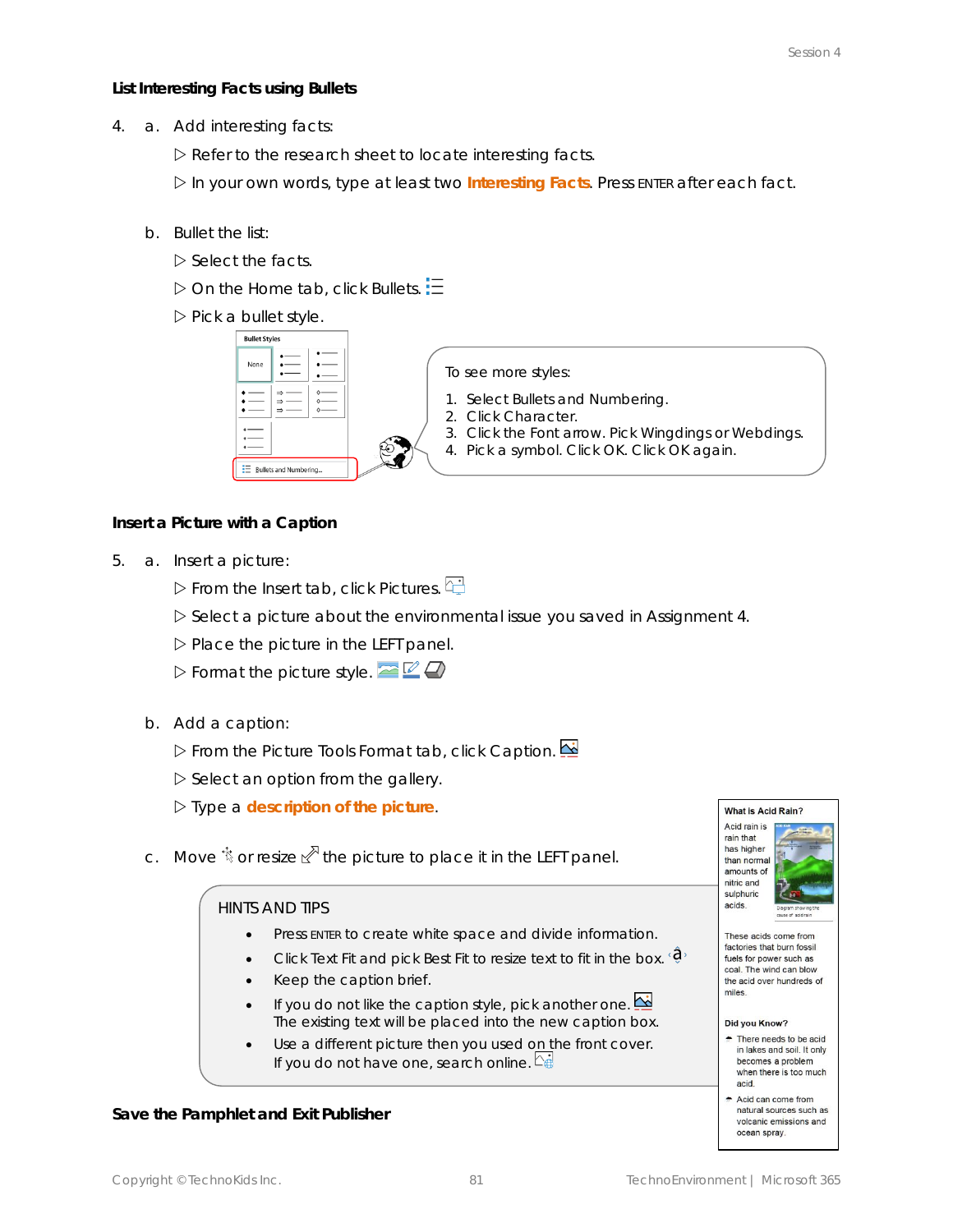### List Interesting Facts using Bullets

4. a. Add interesting facts:
   - ▷ Refer to the research sheet to locate interesting facts.
   - ▷ In your own words, type at least two **Interesting Facts**. Press ENTER after each fact.

   b. Bullet the list:
   - ▷ Select the facts.
   - ▷ On the Home tab, click Bullets.
   - ▷ Pick a bullet style.

To see more styles:

1. Select Bullets and Numbering.
2. Click Character.
3. Click the Font arrow. Pick Wingdings or Webdings.
4. Pick a symbol. Click OK. Click OK again.

### Insert a Picture with a Caption

5. a. Insert a picture:
   - ▷ From the Insert tab, click Pictures.
   - ▷ Select a picture about the environmental issue you saved in Assignment 4.
   - ▷ Place the picture in the LEFT panel.
   - ▷ Format the picture style.

   b. Add a caption:
   - ▷ From the Picture Tools Format tab, click Caption.
   - ▷ Select an option from the gallery.
   - ▷ Type a **description of the picture**.

   c. Move or resize the picture to place it in the LEFT panel.

**HINTS AND TIPS**

- Press ENTER to create white space and divide information.
- Click Text Fit and pick Best Fit to resize text to fit in the box.
- Keep the caption brief.
- If you do not like the caption style, pick another one. The existing text will be placed into the new caption box.
- Use a different picture then you used on the front cover. If you do not have one, search online.

### Save the Pamphlet and Exit Publisher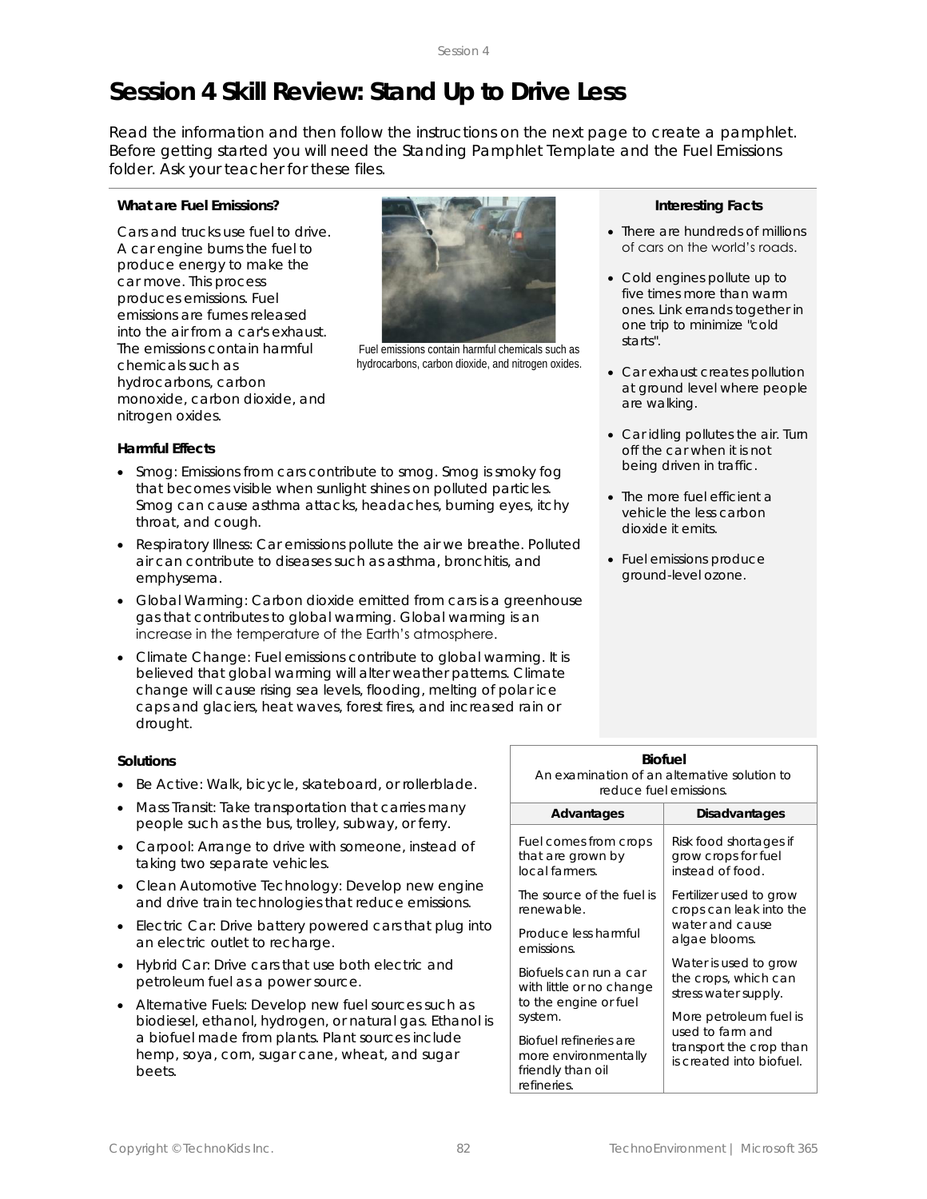# Session 4 Skill Review: Stand Up to Drive Less

Read the information and then follow the instructions on the next page to create a pamphlet. Before getting started you will need the Standing Pamphlet Template and the Fuel Emissions folder. Ask your teacher for these files.

**What are Fuel Emissions?**

Cars and trucks use fuel to drive. A car engine burns the fuel to produce energy to make the car move. This process produces emissions. Fuel emissions are fumes released into the air from a car's exhaust. The emissions contain harmful chemicals such as hydrocarbons, carbon monoxide, carbon dioxide, and nitrogen oxides.

Fuel emissions contain harmful chemicals such as hydrocarbons, carbon dioxide, and nitrogen oxides.

**Harmful Effects**

- Smog: Emissions from cars contribute to smog. Smog is smoky fog that becomes visible when sunlight shines on polluted particles. Smog can cause asthma attacks, headaches, burning eyes, itchy throat, and cough.
- Respiratory Illness: Car emissions pollute the air we breathe. Polluted air can contribute to diseases such as asthma, bronchitis, and emphysema.
- Global Warming: Carbon dioxide emitted from cars is a greenhouse gas that contributes to global warming. Global warming is an increase in the temperature of the Earth's atmosphere.
- Climate Change: Fuel emissions contribute to global warming. It is believed that global warming will alter weather patterns. Climate change will cause rising sea levels, flooding, melting of polar ice caps and glaciers, heat waves, forest fires, and increased rain or drought.

**Interesting Facts**

- There are hundreds of millions of cars on the world's roads.
- Cold engines pollute up to five times more than warm ones. Link errands together in one trip to minimize "cold starts".
- Car exhaust creates pollution at ground level where people are walking.
- Car idling pollutes the air. Turn off the car when it is not being driven in traffic.
- The more fuel efficient a vehicle the less carbon dioxide it emits.
- Fuel emissions produce ground-level ozone.

**Solutions**

- Be Active: Walk, bicycle, skateboard, or rollerblade.
- Mass Transit: Take transportation that carries many people such as the bus, trolley, subway, or ferry.
- Carpool: Arrange to drive with someone, instead of taking two separate vehicles.
- Clean Automotive Technology: Develop new engine and drive train technologies that reduce emissions.
- Electric Car: Drive battery powered cars that plug into an electric outlet to recharge.
- Hybrid Car: Drive cars that use both electric and petroleum fuel as a power source.
- Alternative Fuels: Develop new fuel sources such as biodiesel, ethanol, hydrogen, or natural gas. Ethanol is a biofuel made from plants. Plant sources include hemp, soya, corn, sugar cane, wheat, and sugar beets.

**Biofuel**

An examination of an alternative solution to reduce fuel emissions.

| Advantages | Disadvantages |
|---|---|
| Fuel comes from crops that are grown by local farmers. | Risk food shortages if grow crops for fuel instead of food. |
| The source of the fuel is renewable. | Fertilizer used to grow crops can leak into the water and cause algae blooms. |
| Produce less harmful emissions. | Water is used to grow the crops, which can stress water supply. |
| Biofuels can run a car with little or no change to the engine or fuel system. | More petroleum fuel is used to farm and transport the crop than is created into biofuel. |
| Biofuel refineries are more environmentally friendly than oil refineries. | |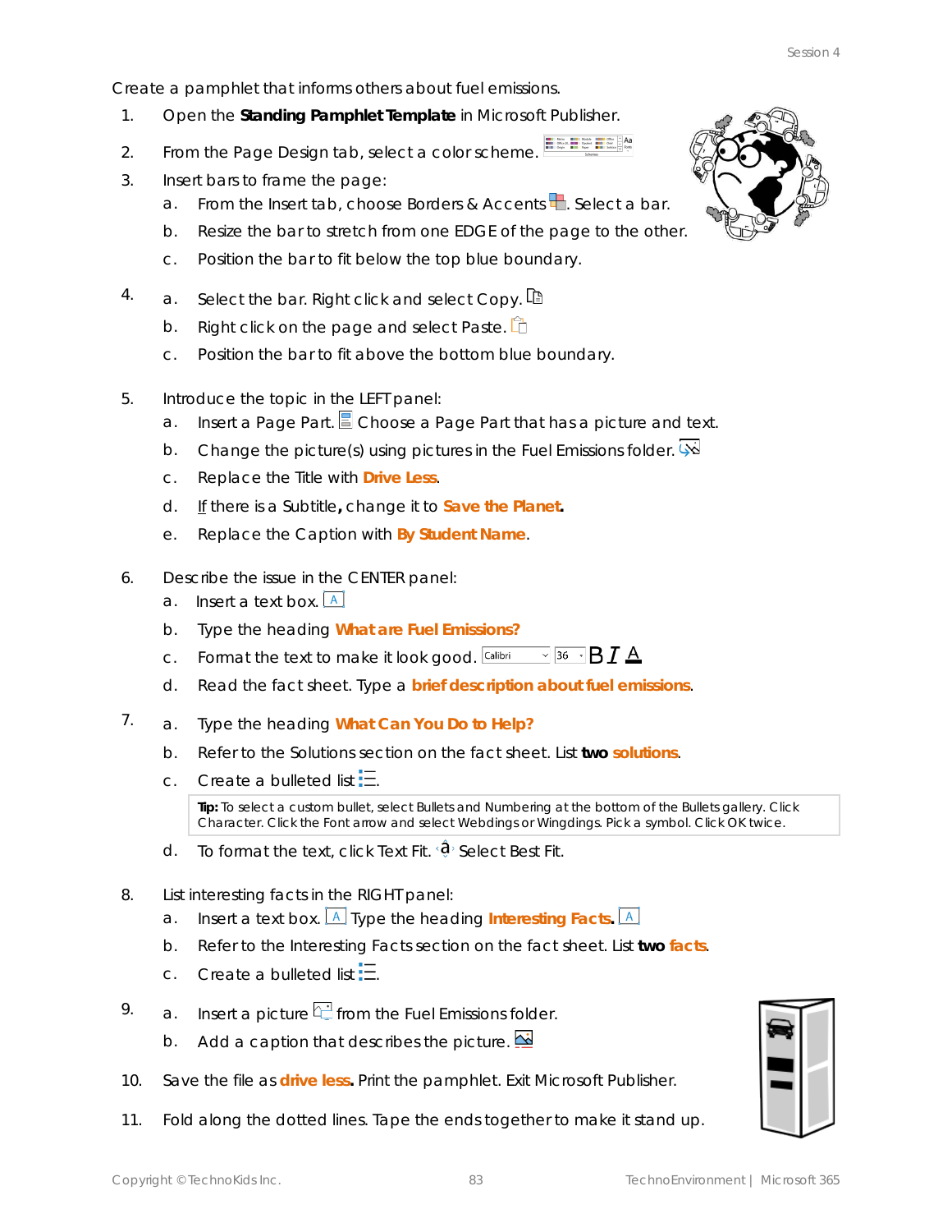Create a pamphlet that informs others about fuel emissions.

1. Open the **Standing Pamphlet Template** in Microsoft Publisher.
2. From the Page Design tab, select a color scheme.
3. Insert bars to frame the page:
   a. From the Insert tab, choose Borders & Accents. Select a bar.
   b. Resize the bar to stretch from one EDGE of the page to the other.
   c. Position the bar to fit below the top blue boundary.
4. a. Select the bar. Right click and select Copy.
   b. Right click on the page and select Paste.
   c. Position the bar to fit above the bottom blue boundary.
5. Introduce the topic in the LEFT panel:
   a. Insert a Page Part. Choose a Page Part that has a picture and text.
   b. Change the picture(s) using pictures in the Fuel Emissions folder.
   c. Replace the Title with **Drive Less**.
   d. If there is a Subtitle**,** change it to **Save the Planet.**
   e. Replace the Caption with **By Student Name**.
6. Describe the issue in the CENTER panel:
   a. Insert a text box.
   b. Type the heading **What are Fuel Emissions?**
   c. Format the text to make it look good.
   d. Read the fact sheet. Type a **brief description about fuel emissions**.
7. a. Type the heading **What Can You Do to Help?**
   b. Refer to the Solutions section on the fact sheet. List **two solutions**.
   c. Create a bulleted list.

   **Tip:** To select a custom bullet, select Bullets and Numbering at the bottom of the Bullets gallery. Click Character. Click the Font arrow and select Webdings or Wingdings. Pick a symbol. Click OK twice.

   d. To format the text, click Text Fit. Select Best Fit.
8. List interesting facts in the RIGHT panel:
   a. Insert a text box. Type the heading **Interesting Facts.**
   b. Refer to the Interesting Facts section on the fact sheet. List **two facts**.
   c. Create a bulleted list.
9. a. Insert a picture from the Fuel Emissions folder.
   b. Add a caption that describes the picture.
10. Save the file as **drive less.** Print the pamphlet. Exit Microsoft Publisher.
11. Fold along the dotted lines. Tape the ends together to make it stand up.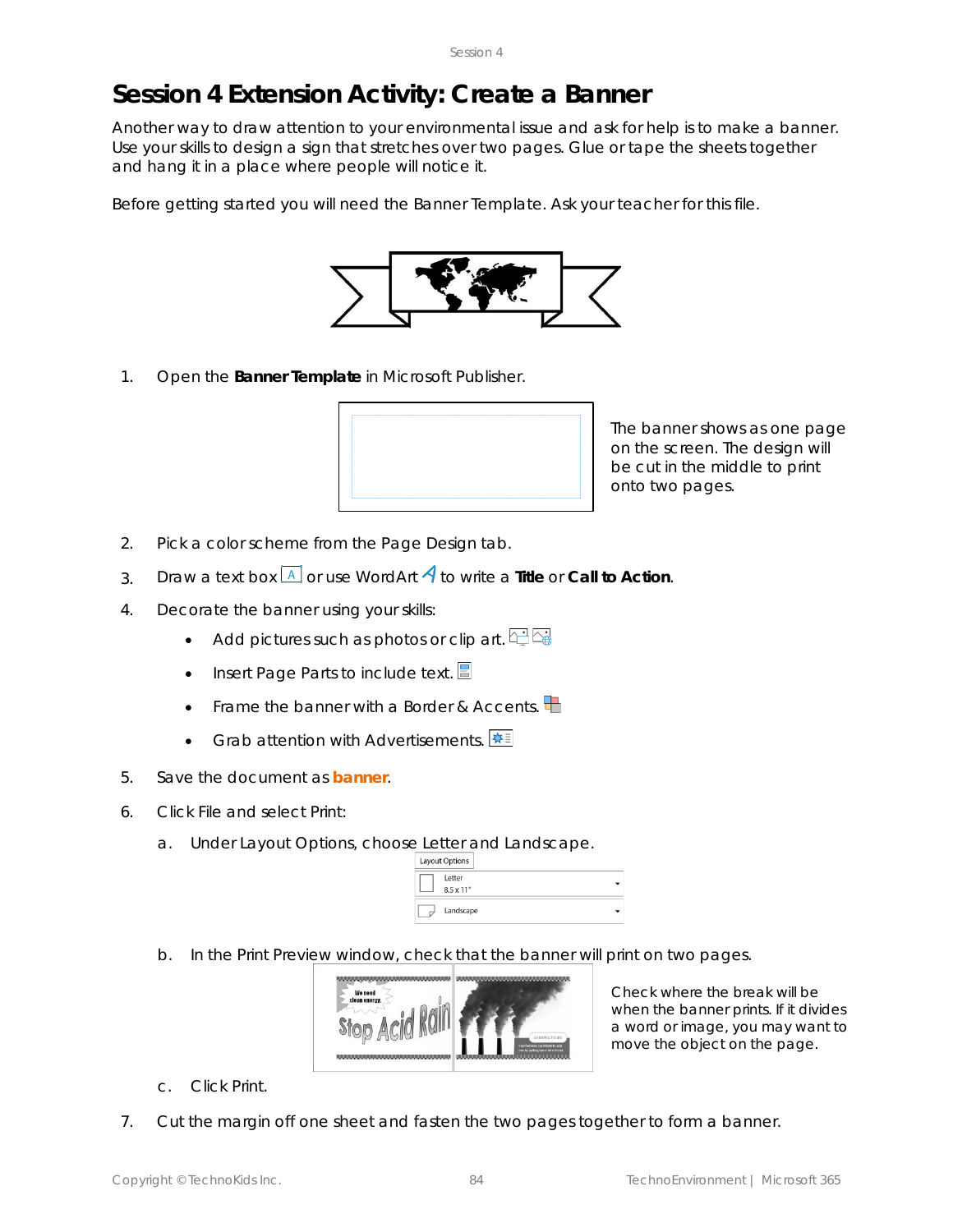# Session 4 Extension Activity: Create a Banner

Another way to draw attention to your environmental issue and ask for help is to make a banner. Use your skills to design a sign that stretches over two pages. Glue or tape the sheets together and hang it in a place where people will notice it.

Before getting started you will need the Banner Template. Ask your teacher for this file.

1. Open the **Banner Template** in Microsoft Publisher.

   The banner shows as one page on the screen. The design will be cut in the middle to print onto two pages.

2. Pick a color scheme from the Page Design tab.
3. Draw a text box or use WordArt to write a **Title** or **Call to Action**.
4. Decorate the banner using your skills:
   - Add pictures such as photos or clip art.
   - Insert Page Parts to include text.
   - Frame the banner with a Border & Accents.
   - Grab attention with Advertisements.
5. Save the document as **banner**.
6. Click File and select Print:
   a. Under Layout Options, choose Letter and Landscape.

   b. In the Print Preview window, check that the banner will print on two pages.

   Check where the break will be when the banner prints. If it divides a word or image, you may want to move the object on the page.

   c. Click Print.
7. Cut the margin off one sheet and fasten the two pages together to form a banner.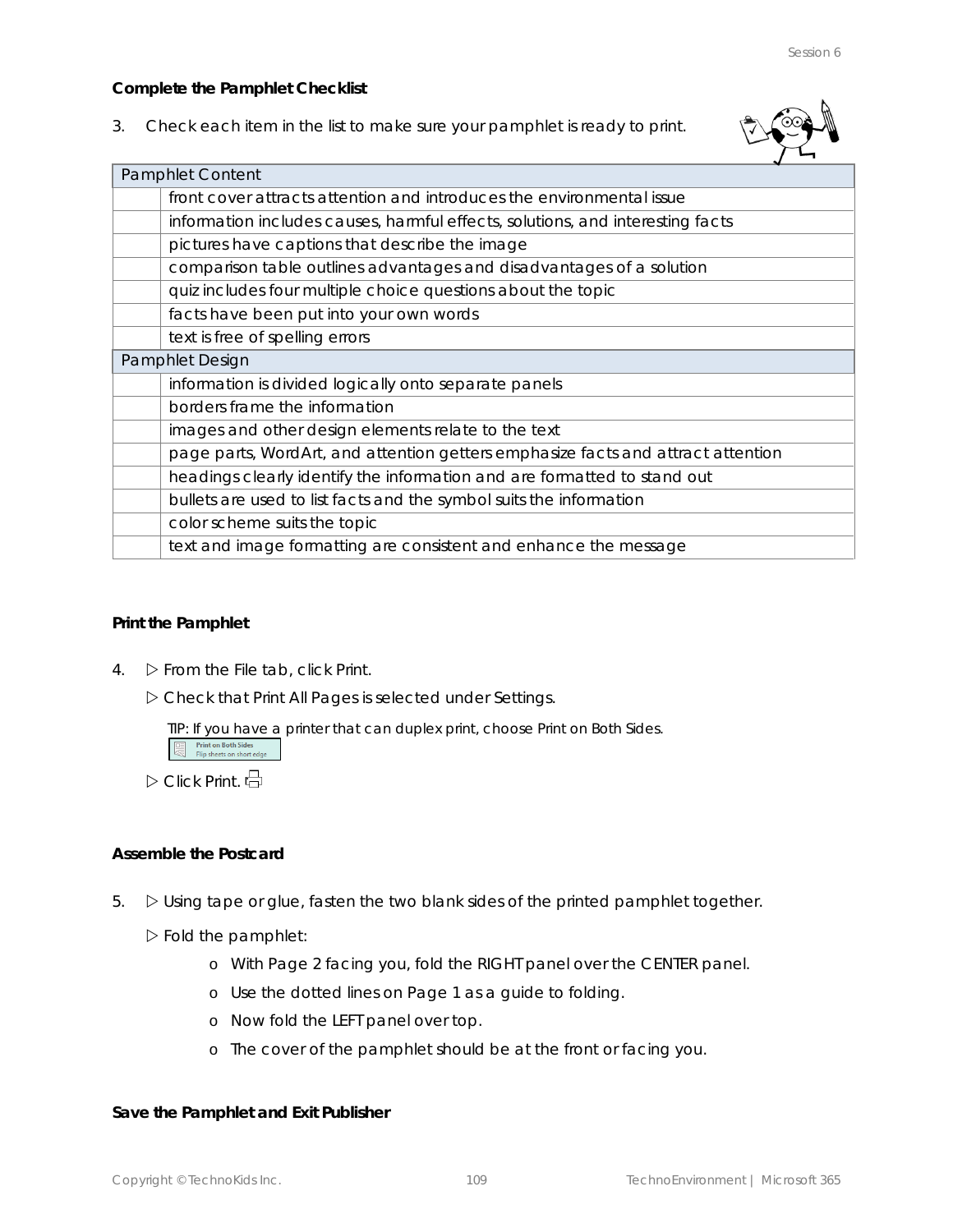**Complete the Pamphlet Checklist**

3. Check each item in the list to make sure your pamphlet is ready to print.

| | |
|---|---|
| Pamphlet Content | |
| | front cover attracts attention and introduces the environmental issue |
| | information includes causes, harmful effects, solutions, and interesting facts |
| | pictures have captions that describe the image |
| | comparison table outlines advantages and disadvantages of a solution |
| | quiz includes four multiple choice questions about the topic |
| | facts have been put into your own words |
| | text is free of spelling errors |
| Pamphlet Design | |
| | information is divided logically onto separate panels |
| | borders frame the information |
| | images and other design elements relate to the text |
| | page parts, WordArt, and attention getters emphasize facts and attract attention |
| | headings clearly identify the information and are formatted to stand out |
| | bullets are used to list facts and the symbol suits the information |
| | color scheme suits the topic |
| | text and image formatting are consistent and enhance the message |

**Print the Pamphlet**

4. ▷ From the File tab, click Print.

   ▷ Check that Print All Pages is selected under Settings.

   TIP: If you have a printer that can duplex print, choose Print on Both Sides.

   Print on Both Sides
   Flip sheets on short edge

   ▷ Click Print.

**Assemble the Postcard**

5. ▷ Using tape or glue, fasten the two blank sides of the printed pamphlet together.

   ▷ Fold the pamphlet:

   - With Page 2 facing you, fold the RIGHT panel over the CENTER panel.
   - Use the dotted lines on Page 1 as a guide to folding.
   - Now fold the LEFT panel over top.
   - The cover of the pamphlet should be at the front or facing you.

**Save the Pamphlet and Exit Publisher**